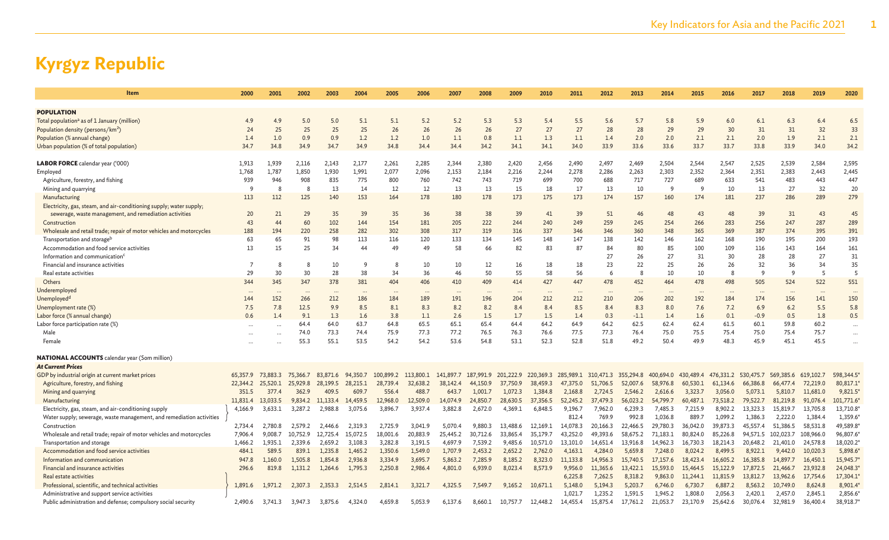# Kyrgyz Republic

| Item | 2000 | 2001 | 2002 | 2003 | 2004 | 2005 | 2006 | 2007 | 2008 | 2009 | 2010 | 2011 | 2012 | 2013 | 2014 | 2015 | 2016 | 2017 | 2018 | 2019 | 2020 |
|---|---|---|---|---|---|---|---|---|---|---|---|---|---|---|---|---|---|---|---|---|---|
| **POPULATION** | | | | | | | | | | | | | | | | | | | | | |
| Total population[a] as of 1 January (million) | 4.9 | 4.9 | 5.0 | 5.0 | 5.1 | 5.1 | 5.2 | 5.2 | 5.3 | 5.3 | 5.4 | 5.5 | 5.6 | 5.7 | 5.8 | 5.9 | 6.0 | 6.1 | 6.3 | 6.4 | 6.5 |
| Population density (persons/km²) | 24 | 25 | 25 | 25 | 25 | 26 | 26 | 26 | 26 | 27 | 27 | 27 | 28 | 28 | 29 | 29 | 30 | 31 | 31 | 32 | 33 |
| Population (% annual change) | 1.4 | 1.0 | 0.9 | 0.9 | 1.2 | 1.2 | 1.0 | 1.1 | 0.8 | 1.1 | 1.3 | 1.1 | 1.4 | 2.0 | 2.0 | 2.1 | 2.1 | 2.0 | 1.9 | 2.1 | 2.1 |
| Urban population (% of total population) | 34.7 | 34.8 | 34.9 | 34.7 | 34.9 | 34.8 | 34.4 | 34.4 | 34.2 | 34.1 | 34.1 | 34.0 | 33.9 | 33.6 | 33.6 | 33.7 | 33.7 | 33.8 | 33.9 | 34.0 | 34.2 |
| **LABOR FORCE** calendar year ('000) | 1,913 | 1,939 | 2,116 | 2,143 | 2,177 | 2,261 | 2,285 | 2,344 | 2,380 | 2,420 | 2,456 | 2,490 | 2,497 | 2,469 | 2,504 | 2,544 | 2,547 | 2,525 | 2,539 | 2,584 | 2,595 |
| Employed | 1,768 | 1,787 | 1,850 | 1,930 | 1,991 | 2,077 | 2,096 | 2,153 | 2,184 | 2,216 | 2,244 | 2,278 | 2,286 | 2,263 | 2,303 | 2,352 | 2,364 | 2,351 | 2,383 | 2,443 | 2,445 |
| Agriculture, forestry, and fishing | 939 | 946 | 908 | 835 | 775 | 800 | 760 | 742 | 743 | 719 | 699 | 700 | 688 | 717 | 727 | 689 | 633 | 541 | 483 | 443 | 447 |
| Mining and quarrying | 9 | 8 | 8 | 13 | 14 | 12 | 12 | 13 | 13 | 15 | 18 | 17 | 13 | 10 | 9 | 9 | 10 | 13 | 27 | 32 | 20 |
| Manufacturing | 113 | 112 | 125 | 140 | 153 | 164 | 178 | 180 | 178 | 173 | 175 | 173 | 174 | 157 | 160 | 174 | 181 | 237 | 286 | 289 | 279 |
| Electricity, gas, steam, and air-conditioning supply; water supply; sewerage, waste management, and remediation activities | 20 | 21 | 29 | 35 | 39 | 35 | 36 | 38 | 38 | 39 | 41 | 39 | 51 | 46 | 48 | 43 | 48 | 39 | 31 | 43 | 45 |
| Construction | 43 | 44 | 60 | 102 | 144 | 154 | 181 | 205 | 222 | 244 | 240 | 249 | 259 | 245 | 254 | 266 | 283 | 256 | 247 | 287 | 289 |
| Wholesale and retail trade; repair of motor vehicles and motorcycles | 188 | 194 | 220 | 258 | 282 | 302 | 308 | 317 | 319 | 316 | 337 | 346 | 346 | 360 | 348 | 365 | 369 | 387 | 374 | 395 | 391 |
| Transportation and storage[b] | 63 | 65 | 91 | 98 | 113 | 116 | 120 | 133 | 134 | 145 | 148 | 147 | 138 | 142 | 146 | 162 | 168 | 190 | 195 | 200 | 193 |
| Accommodation and food service activities | 13 | 15 | 25 | 34 | 44 | 49 | 49 | 58 | 66 | 82 | 83 | 87 | 84 | 80 | 85 | 100 | 109 | 116 | 143 | 164 | 161 |
| Information and communication[c] | | | | | | | | | | | | | 27 | 26 | 27 | 31 | 30 | 28 | 28 | 27 | 31 |
| Financial and insurance activities | 7 | 8 | 8 | 10 | 9 | 8 | 10 | 10 | 12 | 16 | 18 | 18 | 23 | 22 | 25 | 26 | 26 | 32 | 36 | 34 | 35 |
| Real estate activities | 29 | 30 | 30 | 28 | 38 | 34 | 36 | 46 | 50 | 55 | 58 | 56 | 6 | 8 | 10 | 10 | 8 | 9 | 9 | 5 | 5 |
| Others | 344 | 345 | 347 | 378 | 381 | 404 | 406 | 410 | 409 | 414 | 427 | 447 | 478 | 452 | 464 | 478 | 498 | 505 | 524 | 522 | 551 |
| Underemployed | ... | ... | ... | ... | ... | ... | ... | ... | ... | ... | ... | ... | ... | ... | ... | ... | ... | ... | ... | ... | ... |
| Unemployed[d] | 144 | 152 | 266 | 212 | 186 | 184 | 189 | 191 | 196 | 204 | 212 | 212 | 210 | 206 | 202 | 192 | 184 | 174 | 156 | 141 | 150 |
| Unemployment rate (%) | 7.5 | 7.8 | 12.5 | 9.9 | 8.5 | 8.1 | 8.3 | 8.2 | 8.2 | 8.4 | 8.4 | 8.5 | 8.4 | 8.3 | 8.0 | 7.6 | 7.2 | 6.9 | 6.2 | 5.5 | 5.8 |
| Labor force (% annual change) | 0.6 | 1.4 | 9.1 | 1.3 | 1.6 | 3.8 | 1.1 | 2.6 | 1.5 | 1.7 | 1.5 | 1.4 | 0.3 | -1.1 | 1.4 | 1.6 | 0.1 | -0.9 | 0.5 | 1.8 | 0.5 |
| Labor force participation rate (%) | ... | ... | 64.4 | 64.0 | 63.7 | 64.8 | 65.5 | 65.1 | 65.4 | 64.4 | 64.2 | 64.9 | 64.2 | 62.5 | 62.4 | 62.4 | 61.5 | 60.1 | 59.8 | 60.2 | ... |
| Male | ... | ... | 74.0 | 73.3 | 74.4 | 75.9 | 77.3 | 77.2 | 76.5 | 76.3 | 76.6 | 77.5 | 77.3 | 76.4 | 75.0 | 75.5 | 75.4 | 75.0 | 75.4 | 75.7 | ... |
| Female | ... | ... | 55.3 | 55.1 | 53.5 | 54.2 | 54.2 | 53.6 | 54.8 | 53.1 | 52.3 | 52.8 | 51.8 | 49.2 | 50.4 | 49.9 | 48.3 | 45.9 | 45.1 | 45.5 | ... |
| **NATIONAL ACCOUNTS** calendar year (Som million) | | | | | | | | | | | | | | | | | | | | | |
| ***At Current Prices*** | | | | | | | | | | | | | | | | | | | | | |
| GDP by industrial origin at current market prices | 65,357.9 | 73,883.3 | 75,366.7 | 83,871.6 | 94,350.7 | 100,899.2 | 113,800.1 | 141,897.7 | 187,991.9 | 201,222.9 | 220,369.3 | 285,989.1 | 310,471.3 | 355,294.8 | 400,694.0 | 430,489.4 | 476,331.2 | 530,475.7 | 569,385.6 | 619,102.7 | 598,344.5* |
| Agriculture, forestry, and fishing | 22,344.2 | 25,520.1 | 25,929.8 | 28,199.5 | 28,215.1 | 28,739.4 | 32,638.2 | 38,142.4 | 44,150.9 | 37,750.9 | 38,459.3 | 47,375.0 | 51,706.5 | 52,007.6 | 58,976.8 | 60,530.1 | 61,134.6 | 66,386.8 | 66,477.4 | 72,219.0 | 80,817.1* |
| Mining and quarrying | 351.5 | 377.4 | 362.9 | 409.5 | 609.7 | 556.4 | 488.7 | 643.7 | 1,001.7 | 1,072.3 | 1,384.8 | 2,168.8 | 2,724.5 | 2,546.2 | 2,616.6 | 3,323.7 | 3,056.0 | 5,073.1 | 5,810.7 | 11,681.0 | 9,821.5* |
| Manufacturing | 11,831.4 | 13,033.5 | 9,834.2 | 11,133.4 | 14,459.5 | 12,968.0 | 12,509.0 | 14,074.9 | 24,850.7 | 28,630.5 | 37,356.5 | 52,245.2 | 37,479.3 | 56,023.2 | 54,799.7 | 60,487.1 | 73,518.2 | 79,522.7 | 81,219.8 | 91,076.4 | 101,771.6* |
| Electricity, gas, steam, and air-conditioning supply | 4,166.9 | 3,633.1 | 3,287.2 | 2,988.8 | 3,075.6 | 3,896.7 | 3,937.4 | 3,882.8 | 2,672.0 | 4,369.1 | 6,848.5 | 9,196.7 | 7,962.0 | 6,239.3 | 7,485.3 | 7,215.9 | 8,902.2 | 13,323.3 | 15,819.7 | 13,705.8 | 13,710.8* |
| Water supply; sewerage, waste management, and remediation activities | | | | | | | | | | | | 812.4 | 769.9 | 992.8 | 1,036.8 | 889.7 | 1,099.2 | 1,386.3 | 2,222.0 | 1,384.4 | 1,359.6* |
| Construction | 2,734.4 | 2,780.8 | 2,579.2 | 2,446.6 | 2,319.3 | 2,725.9 | 3,041.9 | 5,070.4 | 9,880.3 | 13,488.6 | 12,169.1 | 14,078.3 | 20,166.3 | 22,466.5 | 29,780.3 | 36,042.0 | 39,873.3 | 45,557.4 | 51,386.5 | 58,531.8 | 49,589.8* |
| Wholesale and retail trade; repair of motor vehicles and motorcycles | 7,906.4 | 9,008.7 | 10,752.9 | 12,725.4 | 15,072.5 | 18,001.6 | 20,883.9 | 25,445.2 | 30,712.6 | 33,865.4 | 35,179.7 | 43,252.0 | 49,393.6 | 58,675.2 | 71,183.1 | 80,824.0 | 85,226.8 | 94,571.5 | 102,023.7 | 108,966.0 | 96,807.6* |
| Transportation and storage | 1,466.2 | 1,935.1 | 2,339.6 | 2,659.2 | 3,108.3 | 3,282.8 | 3,191.5 | 4,697.9 | 7,539.2 | 9,485.6 | 10,571.0 | 13,101.0 | 14,651.4 | 13,916.8 | 14,962.3 | 16,730.3 | 18,214.3 | 20,648.2 | 21,401.0 | 24,578.8 | 18,020.2* |
| Accommodation and food service activities | 484.1 | 589.5 | 839.1 | 1,235.8 | 1,465.2 | 1,350.6 | 1,549.0 | 1,707.9 | 2,453.2 | 2,652.2 | 2,762.0 | 4,163.1 | 4,284.0 | 5,659.8 | 7,248.0 | 8,024.2 | 8,499.5 | 8,922.1 | 9,442.0 | 10,020.3 | 5,898.6* |
| Information and communication | 947.8 | 1,160.0 | 1,505.8 | 1,854.8 | 2,936.8 | 3,334.9 | 3,695.7 | 5,863.2 | 7,285.9 | 8,185.2 | 8,323.0 | 11,133.8 | 14,956.3 | 15,740.5 | 17,157.6 | 18,423.4 | 16,605.2 | 16,385.8 | 14,897.7 | 16,450.1 | 15,945.7* |
| Financial and insurance activities | 296.6 | 819.8 | 1,131.2 | 1,264.6 | 1,795.3 | 2,250.8 | 2,986.4 | 4,801.0 | 6,939.0 | 8,023.4 | 8,573.9 | 9,956.0 | 11,365.6 | 13,422.1 | 15,593.0 | 15,464.5 | 15,122.9 | 17,872.5 | 21,466.7 | 23,932.8 | 24,048.3* |
| Real estate activities | | | | | | | | | | | | 6,225.8 | 7,262.5 | 8,318.2 | 9,863.0 | 11,244.1 | 11,815.9 | 13,812.7 | 13,962.6 | 17,754.6 | 17,304.1* |
| Professional, scientific, and technical activities | 1,891.6 | 1,971.2 | 2,307.3 | 2,353.3 | 2,514.5 | 2,814.1 | 3,321.7 | 4,325.5 | 7,549.7 | 9,165.2 | 10,671.1 | 5,148.0 | 5,194.3 | 5,203.7 | 6,746.0 | 6,730.7 | 6,887.2 | 8,563.2 | 10,749.0 | 8,624.8 | 8,901.4* |
| Administrative and support service activities | | | | | | | | | | | | 1,021.7 | 1,235.2 | 1,591.5 | 1,945.2 | 1,808.0 | 2,056.3 | 2,420.1 | 2,457.0 | 2,845.1 | 2,856.6* |
| Public administration and defense; compulsory social security | 2,490.6 | 3,741.3 | 3,947.3 | 3,875.6 | 4,324.0 | 4,659.8 | 5,053.9 | 6,137.6 | 8,660.1 | 10,757.7 | 12,448.2 | 14,455.4 | 15,875.4 | 17,761.2 | 21,053.7 | 23,170.9 | 25,642.6 | 30,076.4 | 32,981.9 | 36,400.4 | 38,918.7* |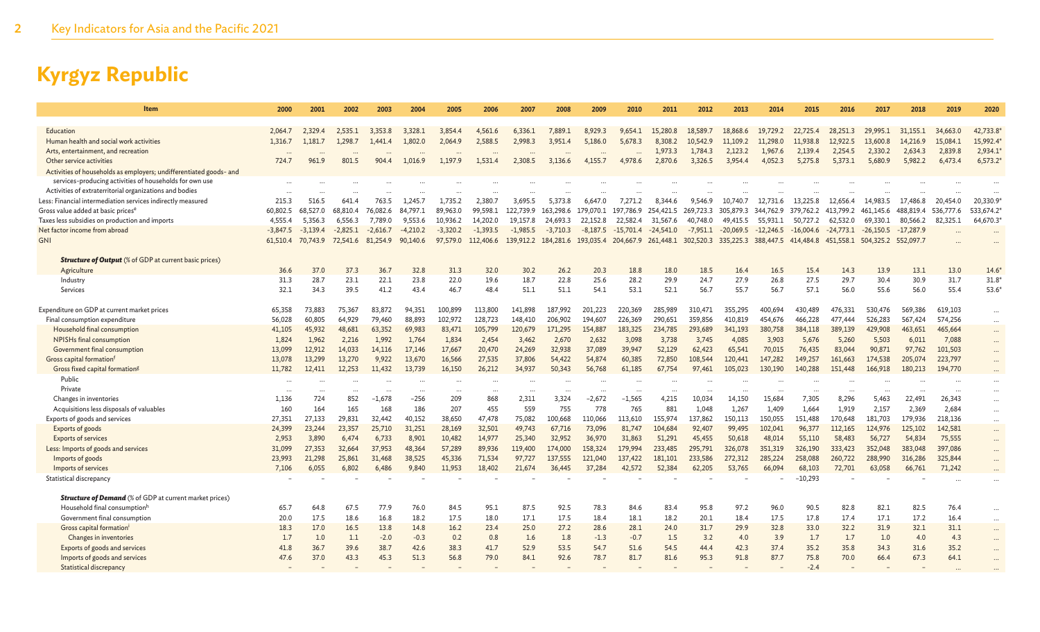# Kyrgyz Republic

| Item | 2000 | 2001 | 2002 | 2003 | 2004 | 2005 | 2006 | 2007 | 2008 | 2009 | 2010 | 2011 | 2012 | 2013 | 2014 | 2015 | 2016 | 2017 | 2018 | 2019 | 2020 |
|---|---|---|---|---|---|---|---|---|---|---|---|---|---|---|---|---|---|---|---|---|---|
| Education | 2,064.7 | 2,329.4 | 2,535.1 | 3,353.8 | 3,328.1 | 3,854.4 | 4,561.6 | 6,336.1 | 7,889.1 | 8,929.3 | 9,654.1 | 15,280.8 | 18,589.7 | 18,868.6 | 19,729.2 | 22,725.4 | 28,251.3 | 29,995.1 | 31,155.1 | 34,663.0 | 42,733.8* |
| Human health and social work activities | 1,316.7 | 1,181.7 | 1,298.7 | 1,441.4 | 1,802.0 | 2,064.9 | 2,588.5 | 2,998.3 | 3,951.4 | 5,186.0 | 5,678.3 | 8,308.2 | 10,542.9 | 11,109.2 | 11,298.0 | 11,938.8 | 12,922.5 | 13,600.8 | 14,216.9 | 15,084.1 | 15,992.4* |
| Arts, entertainment, and recreation | … | … | … | … | … | … | … | … | … | … | … | 1,973.3 | 1,784.3 | 2,123.2 | 1,967.6 | 2,139.4 | 2,254.5 | 2,330.2 | 2,634.3 | 2,839.8 | 2,934.1* |
| Other service activities | 724.7 | 961.9 | 801.5 | 904.4 | 1,016.9 | 1,197.9 | 1,531.4 | 2,308.5 | 3,136.6 | 4,155.7 | 4,978.6 | 2,870.6 | 3,326.5 | 3,954.4 | 4,052.3 | 5,275.8 | 5,373.1 | 5,680.9 | 5,982.2 | 6,473.4 | 6,573.2* |
| Activities of households as employers; undifferentiated goods- and services-producing activities of households for own use | … | … | … | … | … | … | … | … | … | … | … | … | … | … | … | … | … | … | … | … | … |
| Activities of extraterritorial organizations and bodies | … | … | … | … | … | … | … | … | … | … | … | … | … | … | … | … | … | … | … | … | … |
| Less: Financial intermediation services indirectly measured | 215.3 | 516.5 | 641.4 | 763.5 | 1,245.7 | 1,735.2 | 2,380.7 | 3,695.5 | 5,373.8 | 6,647.0 | 7,271.2 | 8,344.6 | 9,546.9 | 10,740.7 | 12,731.6 | 13,225.8 | 12,656.4 | 14,983.5 | 17,486.8 | 20,454.0 | 20,330.9* |
| Gross value added at basic prices[e] | 60,802.5 | 68,527.0 | 68,810.4 | 76,082.6 | 84,797.1 | 89,963.0 | 99,598.1 | 122,739.9 | 163,298.6 | 179,070.1 | 197,786.9 | 254,421.5 | 269,723.3 | 305,879.3 | 344,762.9 | 379,762.2 | 413,799.2 | 461,145.6 | 488,819.4 | 536,777.6 | 533,674.2* |
| Taxes less subsidies on production and imports | 4,555.4 | 5,356.3 | 6,556.3 | 7,789.0 | 9,553.6 | 10,936.2 | 14,202.0 | 19,157.8 | 24,693.3 | 22,152.8 | 22,582.4 | 31,567.6 | 40,748.0 | 49,415.5 | 55,931.1 | 50,727.2 | 62,532.0 | 69,330.1 | 80,566.2 | 82,325.1 | 64,670.3* |
| Net factor income from abroad | -3,847.5 | -3,139.4 | -2,825.1 | -2,616.7 | -4,210.2 | -3,320.2 | -1,393.5 | -1,985.5 | -3,710.3 | -8,187.5 | -15,701.4 | -24,541.0 | -7,951.1 | -20,069.5 | -12,246.5 | -16,004.6 | -24,773.1 | -26,150.5 | -17,287.9 | … | … |
| GNI | 61,510.4 | 70,743.9 | 72,541.6 | 81,254.9 | 90,140.6 | 97,579.0 | 112,406.6 | 139,912.2 | 184,281.6 | 193,035.4 | 204,667.9 | 261,448.1 | 302,520.3 | 335,225.3 | 388,447.5 | 414,484.8 | 451,558.1 | 504,325.2 | 552,097.7 | … | … |
| ***Structure of Output*** (% of GDP at current basic prices) | | | | | | | | | | | | | | | | | | | | | |
| Agriculture | 36.6 | 37.0 | 37.3 | 36.7 | 32.8 | 31.3 | 32.0 | 30.2 | 26.2 | 20.3 | 18.8 | 18.0 | 18.5 | 16.4 | 16.5 | 15.4 | 14.3 | 13.9 | 13.1 | 13.0 | 14.6* |
| Industry | 31.3 | 28.7 | 23.1 | 22.1 | 23.8 | 22.0 | 19.6 | 18.7 | 22.8 | 25.6 | 28.2 | 29.9 | 24.7 | 27.9 | 26.8 | 27.5 | 29.7 | 30.4 | 30.9 | 31.7 | 31.8* |
| Services | 32.1 | 34.3 | 39.5 | 41.2 | 43.4 | 46.7 | 48.4 | 51.1 | 51.1 | 54.1 | 53.1 | 52.1 | 56.7 | 55.7 | 56.7 | 57.1 | 56.0 | 55.6 | 56.0 | 55.4 | 53.6* |
| Expenditure on GDP at current market prices | 65,358 | 73,883 | 75,367 | 83,872 | 94,351 | 100,899 | 113,800 | 141,898 | 187,992 | 201,223 | 220,369 | 285,989 | 310,471 | 355,295 | 400,694 | 430,489 | 476,331 | 530,476 | 569,386 | 619,103 | … |
| Final consumption expenditure | 56,028 | 60,805 | 64,929 | 79,460 | 88,893 | 102,972 | 128,723 | 148,410 | 206,902 | 194,607 | 226,369 | 290,651 | 359,856 | 410,819 | 454,676 | 466,228 | 477,444 | 526,283 | 567,424 | 574,256 | … |
| Household final consumption | 41,105 | 45,932 | 48,681 | 63,352 | 69,983 | 83,471 | 105,799 | 120,679 | 171,295 | 154,887 | 183,325 | 234,785 | 293,689 | 341,193 | 380,758 | 384,118 | 389,139 | 429,908 | 463,651 | 465,664 | … |
| NPISHs final consumption | 1,824 | 1,962 | 2,216 | 1,992 | 1,764 | 1,834 | 2,454 | 3,462 | 2,670 | 2,632 | 3,098 | 3,738 | 3,745 | 4,085 | 3,903 | 5,676 | 5,260 | 5,503 | 6,011 | 7,088 | … |
| Government final consumption | 13,099 | 12,912 | 14,033 | 14,116 | 17,146 | 17,667 | 20,470 | 24,269 | 32,938 | 37,089 | 39,947 | 52,129 | 62,423 | 65,541 | 70,015 | 76,435 | 83,044 | 90,871 | 97,762 | 101,503 | … |
| Gross capital formation[f] | 13,078 | 13,299 | 13,270 | 9,922 | 13,670 | 16,566 | 27,535 | 37,806 | 54,422 | 54,874 | 60,385 | 72,850 | 108,544 | 120,441 | 147,282 | 149,257 | 161,663 | 174,538 | 205,074 | 223,797 | … |
| Gross fixed capital formation[g] | 11,782 | 12,411 | 12,253 | 11,432 | 13,739 | 16,150 | 26,212 | 34,937 | 50,343 | 56,768 | 61,185 | 67,754 | 97,461 | 105,023 | 130,190 | 140,288 | 151,448 | 166,918 | 180,213 | 194,770 | … |
| Public | … | … | … | … | … | … | … | … | … | … | … | … | … | … | … | … | … | … | … | … | … |
| Private | … | … | … | … | … | … | … | … | … | … | … | … | … | … | … | … | … | … | … | … | … |
| Changes in inventories | 1,136 | 724 | 852 | −1,678 | −256 | 209 | 868 | 2,311 | 3,324 | −2,672 | −1,565 | 4,215 | 10,034 | 14,150 | 15,684 | 7,305 | 8,296 | 5,463 | 22,491 | 26,343 | … |
| Acquisitions less disposals of valuables | 160 | 164 | 165 | 168 | 186 | 207 | 455 | 559 | 755 | 778 | 765 | 881 | 1,048 | 1,267 | 1,409 | 1,664 | 1,919 | 2,157 | 2,369 | 2,684 | … |
| Exports of goods and services | 27,351 | 27,133 | 29,831 | 32,442 | 40,152 | 38,650 | 47,478 | 75,082 | 100,668 | 110,066 | 113,610 | 155,974 | 137,862 | 150,113 | 150,055 | 151,488 | 170,648 | 181,703 | 179,936 | 218,136 | … |
| Exports of goods | 24,399 | 23,244 | 23,357 | 25,710 | 31,251 | 28,169 | 32,501 | 49,743 | 67,716 | 73,096 | 81,747 | 104,684 | 92,407 | 99,495 | 102,041 | 96,377 | 112,165 | 124,976 | 125,102 | 142,581 | … |
| Exports of services | 2,953 | 3,890 | 6,474 | 6,733 | 8,901 | 10,482 | 14,977 | 25,340 | 32,952 | 36,970 | 31,863 | 51,291 | 45,455 | 50,618 | 48,014 | 55,110 | 58,483 | 56,727 | 54,834 | 75,555 | … |
| Less: Imports of goods and services | 31,099 | 27,353 | 32,664 | 37,953 | 48,364 | 57,289 | 89,936 | 119,400 | 174,000 | 158,324 | 179,994 | 233,485 | 295,791 | 326,078 | 351,319 | 326,190 | 333,423 | 352,048 | 383,048 | 397,086 | … |
| Imports of goods | 23,993 | 21,298 | 25,861 | 31,468 | 38,525 | 45,336 | 71,534 | 97,727 | 137,555 | 121,040 | 137,422 | 181,101 | 233,586 | 272,312 | 285,224 | 258,088 | 260,722 | 288,990 | 316,286 | 325,844 | … |
| Imports of services | 7,106 | 6,055 | 6,802 | 6,486 | 9,840 | 11,953 | 18,402 | 21,674 | 36,445 | 37,284 | 42,572 | 52,384 | 62,205 | 53,765 | 66,094 | 68,103 | 72,701 | 63,058 | 66,761 | 71,242 | … |
| Statistical discrepancy | – | – | – | – | – | – | – | – | – | – | – | – | – | – | – | −10,293 | – | – | – | … | … |
| ***Structure of Demand*** (% of GDP at current market prices) | | | | | | | | | | | | | | | | | | | | | |
| Household final consumption[h] | 65.7 | 64.8 | 67.5 | 77.9 | 76.0 | 84.5 | 95.1 | 87.5 | 92.5 | 78.3 | 84.6 | 83.4 | 95.8 | 97.2 | 96.0 | 90.5 | 82.8 | 82.1 | 82.5 | 76.4 | … |
| Government final consumption | 20.0 | 17.5 | 18.6 | 16.8 | 18.2 | 17.5 | 18.0 | 17.1 | 17.5 | 18.4 | 18.1 | 18.2 | 20.1 | 18.4 | 17.5 | 17.8 | 17.4 | 17.1 | 17.2 | 16.4 | … |
| Gross capital formation[i] | 18.3 | 17.0 | 16.5 | 13.8 | 14.8 | 16.2 | 23.4 | 25.0 | 27.2 | 28.6 | 28.1 | 24.0 | 31.7 | 29.9 | 32.8 | 33.0 | 32.2 | 31.9 | 32.1 | 31.1 | … |
| Changes in inventories | 1.7 | 1.0 | 1.1 | −2.0 | −0.3 | 0.2 | 0.8 | 1.6 | 1.8 | −1.3 | −0.7 | 1.5 | 3.2 | 4.0 | 3.9 | 1.7 | 1.7 | 1.0 | 4.0 | 4.3 | … |
| Exports of goods and services | 41.8 | 36.7 | 39.6 | 38.7 | 42.6 | 38.3 | 41.7 | 52.9 | 53.5 | 54.7 | 51.6 | 54.5 | 44.4 | 42.3 | 37.4 | 35.2 | 35.8 | 34.3 | 31.6 | 35.2 | … |
| Imports of goods and services | 47.6 | 37.0 | 43.3 | 45.3 | 51.3 | 56.8 | 79.0 | 84.1 | 92.6 | 78.7 | 81.7 | 81.6 | 95.3 | 91.8 | 87.7 | 75.8 | 70.0 | 66.4 | 67.3 | 64.1 | … |
| Statistical discrepancy | – | – | – | – | – | – | – | – | – | – | – | – | – | – | – | −2.4 | – | – | – | … | … |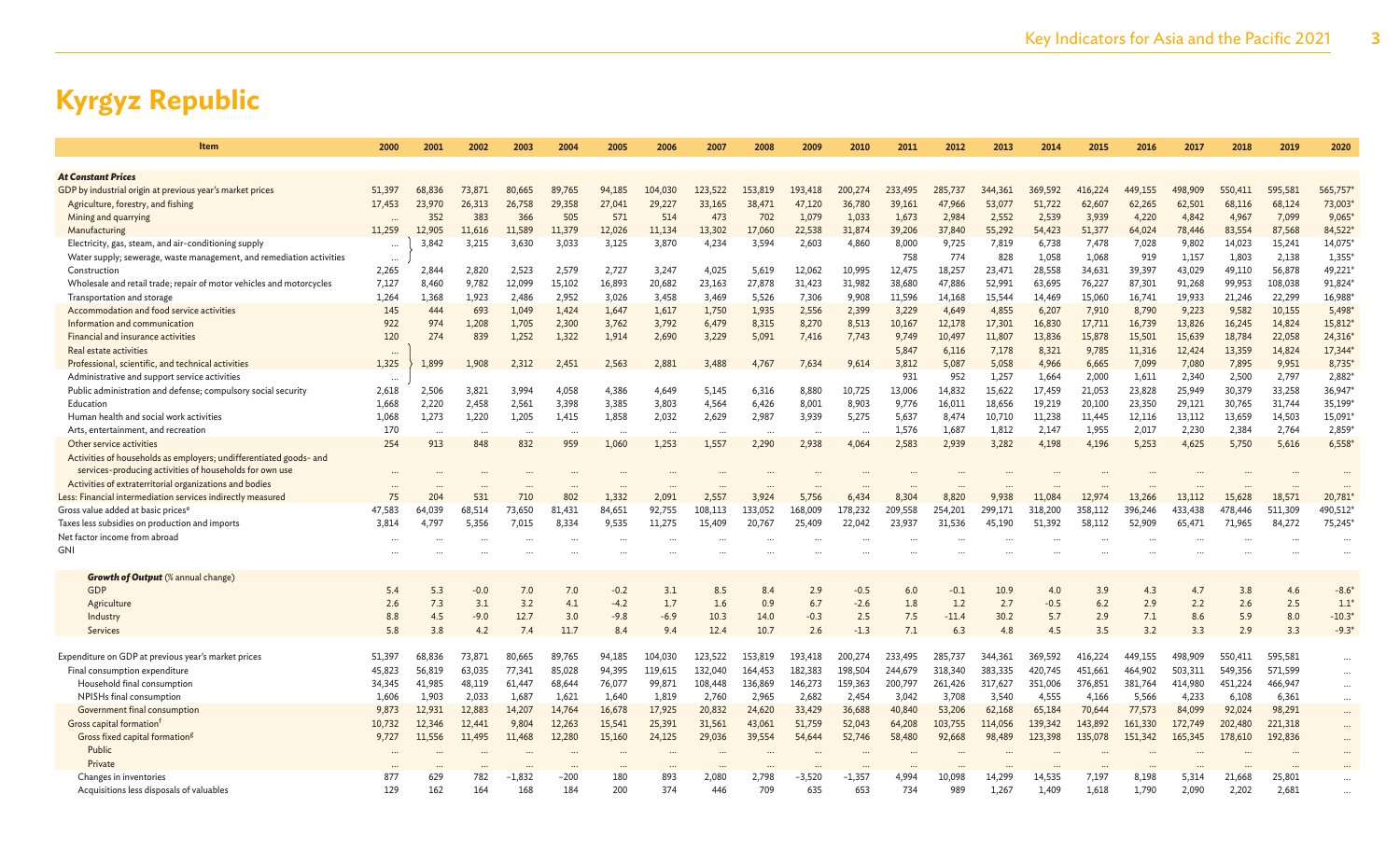# Kyrgyz Republic

| Item | 2000 | 2001 | 2002 | 2003 | 2004 | 2005 | 2006 | 2007 | 2008 | 2009 | 2010 | 2011 | 2012 | 2013 | 2014 | 2015 | 2016 | 2017 | 2018 | 2019 | 2020 |
|---|---|---|---|---|---|---|---|---|---|---|---|---|---|---|---|---|---|---|---|---|---|
| ***At Constant Prices*** | | | | | | | | | | | | | | | | | | | | | |
| GDP by industrial origin at previous year's market prices | 51,397 | 68,836 | 73,871 | 80,665 | 89,765 | 94,185 | 104,030 | 123,522 | 153,819 | 193,418 | 200,274 | 233,495 | 285,737 | 344,361 | 369,592 | 416,224 | 449,155 | 498,909 | 550,411 | 595,581 | 565,757* |
| Agriculture, forestry, and fishing | 17,453 | 23,970 | 26,313 | 26,758 | 29,358 | 27,041 | 29,227 | 33,165 | 38,471 | 47,120 | 36,780 | 39,161 | 47,966 | 53,077 | 51,722 | 62,607 | 62,265 | 62,501 | 68,116 | 68,124 | 73,003* |
| Mining and quarrying | ... | 352 | 383 | 366 | 505 | 571 | 514 | 473 | 702 | 1,079 | 1,033 | 1,673 | 2,984 | 2,552 | 2,539 | 3,939 | 4,220 | 4,842 | 4,967 | 7,099 | 9,065* |
| Manufacturing | 11,259 | 12,905 | 11,616 | 11,589 | 11,379 | 12,026 | 11,134 | 13,302 | 17,060 | 22,538 | 31,874 | 39,206 | 37,840 | 55,292 | 54,423 | 51,377 | 64,024 | 78,446 | 83,554 | 87,568 | 84,522* |
| Electricity, gas, steam, and air-conditioning supply | ... | 3,842 | 3,215 | 3,630 | 3,033 | 3,125 | 3,870 | 4,234 | 3,594 | 2,603 | 4,860 | 8,000 | 9,725 | 7,819 | 6,738 | 7,478 | 7,028 | 9,802 | 14,023 | 15,241 | 14,075* |
| Water supply; sewerage, waste management, and remediation activities | ... | | | | | | | | | | | 758 | 774 | 828 | 1,058 | 1,068 | 919 | 1,157 | 1,803 | 2,138 | 1,355* |
| Construction | 2,265 | 2,844 | 2,820 | 2,523 | 2,579 | 2,727 | 3,247 | 4,025 | 5,619 | 12,062 | 10,995 | 12,475 | 18,257 | 23,471 | 28,558 | 34,631 | 39,397 | 43,029 | 49,110 | 56,878 | 49,221* |
| Wholesale and retail trade; repair of motor vehicles and motorcycles | 7,127 | 8,460 | 9,782 | 12,099 | 15,102 | 16,893 | 20,682 | 23,163 | 27,878 | 31,423 | 31,982 | 38,680 | 47,886 | 52,991 | 63,695 | 76,227 | 87,301 | 91,268 | 99,953 | 108,038 | 91,824* |
| Transportation and storage | 1,264 | 1,368 | 1,923 | 2,486 | 2,952 | 3,026 | 3,458 | 3,469 | 5,526 | 7,306 | 9,908 | 11,596 | 14,168 | 15,544 | 14,469 | 15,060 | 16,741 | 19,933 | 21,246 | 22,299 | 16,988* |
| Accommodation and food service activities | 145 | 444 | 693 | 1,049 | 1,424 | 1,647 | 1,617 | 1,750 | 1,935 | 2,556 | 2,399 | 3,229 | 4,649 | 4,855 | 6,207 | 7,910 | 8,790 | 9,223 | 9,582 | 10,155 | 5,498* |
| Information and communication | 922 | 974 | 1,208 | 1,705 | 2,300 | 3,762 | 3,792 | 6,479 | 8,315 | 8,270 | 8,513 | 10,167 | 12,178 | 17,301 | 16,830 | 17,711 | 16,739 | 13,826 | 16,245 | 14,824 | 15,812* |
| Financial and insurance activities | 120 | 274 | 839 | 1,252 | 1,322 | 1,914 | 2,690 | 3,229 | 5,091 | 7,416 | 7,743 | 9,749 | 10,497 | 11,807 | 13,836 | 15,878 | 15,501 | 15,639 | 18,784 | 22,058 | 24,316* |
| Real estate activities | ... | | | | | | | | | | | 5,847 | 6,116 | 7,178 | 8,321 | 9,785 | 11,316 | 12,424 | 13,359 | 14,824 | 17,344* |
| Professional, scientific, and technical activities | 1,325 | 1,899 | 1,908 | 2,312 | 2,451 | 2,563 | 2,881 | 3,488 | 4,767 | 7,634 | 9,614 | 3,812 | 5,087 | 5,058 | 4,966 | 6,665 | 7,099 | 7,080 | 7,895 | 9,951 | 8,735* |
| Administrative and support service activities | ... | | | | | | | | | | | 931 | 952 | 1,257 | 1,664 | 2,000 | 1,611 | 2,340 | 2,500 | 2,797 | 2,882* |
| Public administration and defense; compulsory social security | 2,618 | 2,506 | 3,821 | 3,994 | 4,058 | 4,386 | 4,649 | 5,145 | 6,316 | 8,880 | 10,725 | 13,006 | 14,832 | 15,622 | 17,459 | 21,053 | 23,828 | 25,949 | 30,379 | 33,258 | 36,947* |
| Education | 1,668 | 2,220 | 2,458 | 2,561 | 3,398 | 3,385 | 3,803 | 4,564 | 6,426 | 8,001 | 8,903 | 9,776 | 16,011 | 18,656 | 19,219 | 20,100 | 23,350 | 29,121 | 30,765 | 31,744 | 35,199* |
| Human health and social work activities | 1,068 | 1,273 | 1,220 | 1,205 | 1,415 | 1,858 | 2,032 | 2,629 | 2,987 | 3,939 | 5,275 | 5,637 | 8,474 | 10,710 | 11,238 | 11,445 | 12,116 | 13,112 | 13,659 | 14,503 | 15,091* |
| Arts, entertainment, and recreation | 170 | ... | ... | ... | ... | ... | ... | ... | ... | ... | ... | 1,576 | 1,687 | 1,812 | 2,147 | 1,955 | 2,017 | 2,230 | 2,384 | 2,764 | 2,859* |
| Other service activities | 254 | 913 | 848 | 832 | 959 | 1,060 | 1,253 | 1,557 | 2,290 | 2,938 | 4,064 | 2,583 | 2,939 | 3,282 | 4,198 | 4,196 | 5,253 | 4,625 | 5,750 | 5,616 | 6,558* |
| Activities of households as employers; undifferentiated goods- and services-producing activities of households for own use | ... | ... | ... | ... | ... | ... | ... | ... | ... | ... | ... | ... | ... | ... | ... | ... | ... | ... | ... | ... | ... |
| Activities of extraterritorial organizations and bodies | ... | ... | ... | ... | ... | ... | ... | ... | ... | ... | ... | ... | ... | ... | ... | ... | ... | ... | ... | ... | ... |
| Less: Financial intermediation services indirectly measured | 75 | 204 | 531 | 710 | 802 | 1,332 | 2,091 | 2,557 | 3,924 | 5,756 | 6,434 | 8,304 | 8,820 | 9,938 | 11,084 | 12,974 | 13,266 | 13,112 | 15,628 | 18,571 | 20,781* |
| Gross value added at basic prices[e] | 47,583 | 64,039 | 68,514 | 73,650 | 81,431 | 84,651 | 92,755 | 108,113 | 133,052 | 168,009 | 178,232 | 209,558 | 254,201 | 299,171 | 318,200 | 358,112 | 396,246 | 433,438 | 478,446 | 511,309 | 490,512* |
| Taxes less subsidies on production and imports | 3,814 | 4,797 | 5,356 | 7,015 | 8,334 | 9,535 | 11,275 | 15,409 | 20,767 | 25,409 | 22,042 | 23,937 | 31,536 | 45,190 | 51,392 | 58,112 | 52,909 | 65,471 | 71,965 | 84,272 | 75,245* |
| Net factor income from abroad | ... | ... | ... | ... | ... | ... | ... | ... | ... | ... | ... | ... | ... | ... | ... | ... | ... | ... | ... | ... | ... |
| GNI | ... | ... | ... | ... | ... | ... | ... | ... | ... | ... | ... | ... | ... | ... | ... | ... | ... | ... | ... | ... | ... |
| ***Growth of Output*** (% annual change) | | | | | | | | | | | | | | | | | | | | | |
| GDP | 5.4 | 5.3 | -0.0 | 7.0 | 7.0 | -0.2 | 3.1 | 8.5 | 8.4 | 2.9 | -0.5 | 6.0 | -0.1 | 10.9 | 4.0 | 3.9 | 4.3 | 4.7 | 3.8 | 4.6 | -8.6* |
| Agriculture | 2.6 | 7.3 | 3.1 | 3.2 | 4.1 | -4.2 | 1.7 | 1.6 | 0.9 | 6.7 | -2.6 | 1.8 | 1.2 | 2.7 | -0.5 | 6.2 | 2.9 | 2.2 | 2.6 | 2.5 | 1.1* |
| Industry | 8.8 | 4.5 | -9.0 | 12.7 | 3.0 | -9.8 | -6.9 | 10.3 | 14.0 | -0.3 | 2.5 | 7.5 | -11.4 | 30.2 | 5.7 | 2.9 | 7.1 | 8.6 | 5.9 | 8.0 | -10.3* |
| Services | 5.8 | 3.8 | 4.2 | 7.4 | 11.7 | 8.4 | 9.4 | 12.4 | 10.7 | 2.6 | -1.3 | 7.1 | 6.3 | 4.8 | 4.5 | 3.5 | 3.2 | 3.3 | 2.9 | 3.3 | -9.3* |
| Expenditure on GDP at previous year's market prices | 51,397 | 68,836 | 73,871 | 80,665 | 89,765 | 94,185 | 104,030 | 123,522 | 153,819 | 193,418 | 200,274 | 233,495 | 285,737 | 344,361 | 369,592 | 416,224 | 449,155 | 498,909 | 550,411 | 595,581 | ... |
| Final consumption expenditure | 45,823 | 56,819 | 63,035 | 77,341 | 85,028 | 94,395 | 119,615 | 132,040 | 164,453 | 182,383 | 198,504 | 244,679 | 318,340 | 383,335 | 420,745 | 451,661 | 464,902 | 503,311 | 549,356 | 571,599 | ... |
| Household final consumption | 34,345 | 41,985 | 48,119 | 61,447 | 68,644 | 76,077 | 99,871 | 108,448 | 136,869 | 146,273 | 159,363 | 200,797 | 261,426 | 317,627 | 351,006 | 376,851 | 381,764 | 414,980 | 451,224 | 466,947 | ... |
| NPISHs final consumption | 1,606 | 1,903 | 2,033 | 1,687 | 1,621 | 1,640 | 1,819 | 2,760 | 2,965 | 2,682 | 2,454 | 3,042 | 3,708 | 3,540 | 4,555 | 4,166 | 5,566 | 4,233 | 6,108 | 6,361 | ... |
| Government final consumption | 9,873 | 12,931 | 12,883 | 14,207 | 14,764 | 16,678 | 17,925 | 20,832 | 24,620 | 33,429 | 36,688 | 40,840 | 53,206 | 62,168 | 65,184 | 70,644 | 77,573 | 84,099 | 92,024 | 98,291 | ... |
| Gross capital formation[f] | 10,732 | 12,346 | 12,441 | 9,804 | 12,263 | 15,541 | 25,391 | 31,561 | 43,061 | 51,759 | 52,043 | 64,208 | 103,755 | 114,056 | 139,342 | 143,892 | 161,330 | 172,749 | 202,480 | 221,318 | ... |
| Gross fixed capital formation[g] | 9,727 | 11,556 | 11,495 | 11,468 | 12,280 | 15,160 | 24,125 | 29,036 | 39,554 | 54,644 | 52,746 | 58,480 | 92,668 | 98,489 | 123,398 | 135,078 | 151,342 | 165,345 | 178,610 | 192,836 | ... |
| Public | ... | ... | ... | ... | ... | ... | ... | ... | ... | ... | ... | ... | ... | ... | ... | ... | ... | ... | ... | ... | ... |
| Private | ... | ... | ... | ... | ... | ... | ... | ... | ... | ... | ... | ... | ... | ... | ... | ... | ... | ... | ... | ... | ... |
| Changes in inventories | 877 | 629 | 782 | -1,832 | -200 | 180 | 893 | 2,080 | 2,798 | -3,520 | -1,357 | 4,994 | 10,098 | 14,299 | 14,535 | 7,197 | 8,198 | 5,314 | 21,668 | 25,801 | ... |
| Acquisitions less disposals of valuables | 129 | 162 | 164 | 168 | 184 | 200 | 374 | 446 | 709 | 635 | 653 | 734 | 989 | 1,267 | 1,409 | 1,618 | 1,790 | 2,090 | 2,202 | 2,681 | ... |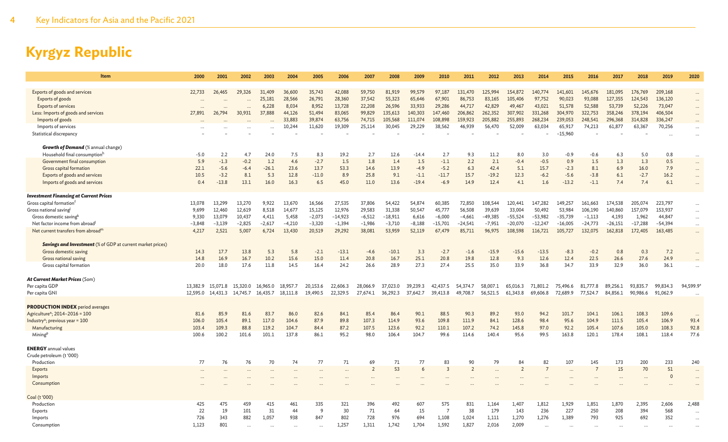# Kyrgyz Republic

| Item | 2000 | 2001 | 2002 | 2003 | 2004 | 2005 | 2006 | 2007 | 2008 | 2009 | 2010 | 2011 | 2012 | 2013 | 2014 | 2015 | 2016 | 2017 | 2018 | 2019 | 2020 |
|---|---|---|---|---|---|---|---|---|---|---|---|---|---|---|---|---|---|---|---|---|---|
| Exports of goods and services | 22,733 | 26,465 | 29,326 | 31,409 | 36,600 | 35,743 | 42,088 | 59,750 | 81,919 | 99,579 | 97,187 | 131,470 | 125,994 | 154,872 | 140,774 | 141,601 | 145,676 | 181,095 | 176,769 | 209,168 | ... |
| Exports of goods | ... | ... | ... | 25,181 | 28,566 | 26,791 | 28,360 | 37,542 | 55,323 | 65,646 | 67,901 | 86,753 | 83,165 | 105,406 | 97,752 | 90,023 | 93,088 | 127,355 | 124,543 | 136,120 | ... |
| Exports of services | ... | ... | ... | 6,228 | 8,034 | 8,952 | 13,728 | 22,208 | 26,596 | 33,933 | 29,286 | 44,717 | 42,829 | 49,467 | 43,021 | 51,578 | 52,588 | 53,739 | 52,226 | 73,047 | ... |
| Less: Imports of goods and services | 27,891 | 26,794 | 30,931 | 37,888 | 44,126 | 51,494 | 83,065 | 99,829 | 135,613 | 140,303 | 147,460 | 206,862 | 262,352 | 307,902 | 331,268 | 304,970 | 322,753 | 358,246 | 378,194 | 406,504 | ... |
| Imports of goods | ... | ... | ... | ... | 33,883 | 39,874 | 63,756 | 74,715 | 105,568 | 111,074 | 108,898 | 159,923 | 205,882 | 255,893 | 268,234 | 239,053 | 248,541 | 296,368 | 314,828 | 336,247 | ... |
| Imports of services | ... | ... | ... | ... | 10,244 | 11,620 | 19,309 | 25,114 | 30,045 | 29,229 | 38,562 | 46,939 | 56,470 | 52,009 | 63,034 | 65,917 | 74,213 | 61,877 | 63,367 | 70,256 | ... |
| Statistical discrepancy | – | – | – | – | – | – | – | – | – | – | – | – | – | – | – | −15,960 | – | – | – | ... | ... |
| ***Growth of Demand*** (% annual change) | | | | | | | | | | | | | | | | | | | | | |
| Household final consumption[h] | −5.0 | 2.2 | 4.7 | 24.0 | 7.5 | 8.3 | 19.2 | 2.7 | 12.6 | −14.4 | 2.7 | 9.3 | 11.2 | 8.0 | 3.0 | −0.9 | −0.6 | 6.3 | 5.0 | 0.8 | ... |
| Government final consumption | 5.9 | −1.3 | −0.2 | 1.2 | 4.6 | −2.7 | 1.5 | 1.8 | 1.4 | 1.5 | −1.1 | 2.2 | 2.1 | −0.4 | −0.5 | 0.9 | 1.5 | 1.3 | 1.3 | 0.5 | ... |
| Gross capital formation | 22.1 | −5.6 | −6.4 | −26.1 | 23.6 | 13.7 | 53.3 | 14.6 | 13.9 | −4.9 | −5.2 | 6.3 | 42.4 | 5.1 | 15.7 | −2.3 | 8.1 | 6.9 | 16.0 | 7.9 | ... |
| Exports of goods and services | 10.5 | −3.2 | 8.1 | 5.3 | 12.8 | −11.0 | 8.9 | 25.8 | 9.1 | −1.1 | −11.7 | 15.7 | −19.2 | 12.3 | −6.2 | −5.6 | −3.8 | 6.1 | −2.7 | 16.2 | ... |
| Imports of goods and services | 0.4 | −13.8 | 13.1 | 16.0 | 16.3 | 6.5 | 45.0 | 11.0 | 13.6 | −19.4 | −6.9 | 14.9 | 12.4 | 4.1 | 1.6 | −13.2 | −1.1 | 7.4 | 7.4 | 6.1 | ... |
| ***Investment Financing at Current Prices*** | | | | | | | | | | | | | | | | | | | | | |
| Gross capital formation[f] | 13,078 | 13,299 | 13,270 | 9,922 | 13,670 | 16,566 | 27,535 | 37,806 | 54,422 | 54,874 | 60,385 | 72,850 | 108,544 | 120,441 | 147,282 | 149,257 | 161,663 | 174,538 | 205,074 | 223,797 | ... |
| Gross national saving[j] | 9,699 | 12,460 | 12,619 | 8,518 | 14,677 | 15,125 | 12,976 | 29,583 | 31,338 | 50,547 | 45,777 | 56,508 | 39,639 | 33,004 | 50,492 | 53,984 | 106,190 | 140,860 | 157,079 | 153,937 | ... |
| Gross domestic saving[k] | 9,330 | 13,079 | 10,437 | 4,411 | 5,458 | −2,073 | −14,923 | −6,512 | −18,911 | 6,616 | −6,000 | −4,661 | −49,385 | −55,524 | −53,982 | −35,739 | −1,113 | 4,193 | 1,962 | 44,847 | ... |
| Net factor income from abroad[l] | −3,848 | −3,139 | −2,825 | −2,617 | −4,210 | −3,320 | −1,394 | −1,986 | −3,710 | −8,188 | −15,701 | −24,541 | −7,951 | −20,070 | −12,247 | −16,005 | −24,773 | −26,151 | −17,288 | −54,394 | ... |
| Net current transfers from abroad[m] | 4,217 | 2,521 | 5,007 | 6,724 | 13,430 | 20,519 | 29,292 | 38,081 | 53,959 | 52,119 | 67,479 | 85,711 | 96,975 | 108,598 | 116,721 | 105,727 | 132,075 | 162,818 | 172,405 | 163,485 | ... |
| ***Savings and Investment*** (% of GDP at current market prices) | | | | | | | | | | | | | | | | | | | | | |
| Gross domestic saving | 14.3 | 17.7 | 13.8 | 5.3 | 5.8 | −2.1 | −13.1 | −4.6 | −10.1 | 3.3 | −2.7 | −1.6 | −15.9 | −15.6 | −13.5 | −8.3 | −0.2 | 0.8 | 0.3 | 7.2 | ... |
| Gross national saving | 14.8 | 16.9 | 16.7 | 10.2 | 15.6 | 15.0 | 11.4 | 20.8 | 16.7 | 25.1 | 20.8 | 19.8 | 12.8 | 9.3 | 12.6 | 12.4 | 22.5 | 26.6 | 27.6 | 24.9 | ... |
| Gross capital formation | 20.0 | 18.0 | 17.6 | 11.8 | 14.5 | 16.4 | 24.2 | 26.6 | 28.9 | 27.3 | 27.4 | 25.5 | 35.0 | 33.9 | 36.8 | 34.7 | 33.9 | 32.9 | 36.0 | 36.1 | ... |
| ***At Current Market Prices*** (Som) | | | | | | | | | | | | | | | | | | | | | |
| Per capita GDP | 13,382.9 | 15,071.8 | 15,320.0 | 16,965.0 | 18,957.7 | 20,153.6 | 22,606.3 | 28,066.9 | 37,023.0 | 39,239.3 | 42,437.5 | 54,374.7 | 58,007.1 | 65,016.3 | 71,801.2 | 75,496.6 | 81,777.8 | 89,256.1 | 93,835.7 | 99,834.3 | 94,599.9* |
| Per capita GNI | 12,595.0 | 14,431.3 | 14,745.7 | 16,435.7 | 18,111.8 | 19,490.5 | 22,329.5 | 27,674.1 | 36,292.3 | 37,642.7 | 39,413.8 | 49,708.7 | 56,521.5 | 61,343.8 | 69,606.8 | 72,689.9 | 77,524.7 | 84,856.1 | 90,986.6 | 91,062.9 | ... |
| **PRODUCTION INDEX** period averages | | | | | | | | | | | | | | | | | | | | | |
| Agriculture[n]; 2014–2016 = 100 | 81.6 | 85.9 | 81.6 | 83.7 | 86.0 | 82.6 | 84.1 | 85.4 | 86.4 | 90.1 | 88.5 | 90.3 | 89.2 | 93.0 | 94.2 | 101.7 | 104.1 | 106.1 | 108.3 | 109.6 | ... |
| Industry[o]; previous year = 100 | 106.0 | 105.4 | 89.1 | 117.0 | 104.6 | 87.9 | 89.8 | 107.3 | 114.9 | 93.6 | 109.8 | 111.9 | 84.1 | 128.6 | 98.4 | 95.6 | 104.9 | 111.5 | 105.4 | 106.9 | 93.4 |
| Manufacturing | 103.4 | 109.3 | 88.8 | 119.2 | 104.7 | 84.4 | 87.2 | 107.5 | 123.6 | 92.2 | 110.1 | 107.2 | 74.2 | 145.8 | 97.0 | 92.2 | 105.4 | 107.6 | 105.0 | 108.3 | 92.8 |
| Mining[p] | 100.6 | 100.2 | 101.6 | 101.1 | 137.8 | 86.1 | 95.2 | 98.0 | 106.4 | 104.7 | 99.6 | 114.6 | 140.4 | 95.6 | 99.5 | 163.8 | 120.1 | 178.4 | 108.1 | 118.4 | 77.6 |
| **ENERGY** annual values | | | | | | | | | | | | | | | | | | | | | |
| Crude petroleum (t '000) | | | | | | | | | | | | | | | | | | | | | |
| Production | 77 | 76 | 76 | 70 | 74 | 77 | 71 | 69 | 71 | 77 | 83 | 90 | 79 | 84 | 82 | 107 | 145 | 173 | 200 | 233 | 240 |
| Exports | ... | ... | ... | ... | ... | ... | ... | 2 | 53 | 6 | 3 | 2 | ... | 2 | 7 | ... | 7 | 15 | 70 | 51 | ... |
| Imports | ... | ... | ... | ... | ... | ... | ... | ... | ... | ... | ... | ... | ... | ... | ... | ... | ... | ... | ... | 0 | ... |
| Consumption | ... | ... | ... | ... | ... | ... | ... | ... | ... | ... | ... | ... | ... | ... | ... | ... | ... | ... | ... | ... | ... |
| Coal (t '000) | | | | | | | | | | | | | | | | | | | | | |
| Production | 425 | 475 | 459 | 415 | 461 | 335 | 321 | 396 | 492 | 607 | 575 | 831 | 1,164 | 1,407 | 1,812 | 1,929 | 1,851 | 1,870 | 2,395 | 2,606 | 2,488 |
| Exports | 22 | 19 | 101 | 31 | 44 | 9 | 30 | 71 | 64 | 15 | 7 | 38 | 179 | 143 | 236 | 227 | 250 | 208 | 394 | 568 | ... |
| Imports | 726 | 343 | 882 | 1,057 | 938 | 847 | 802 | 728 | 976 | 694 | 1,108 | 1,024 | 1,111 | 1,270 | 1,276 | 1,389 | 793 | 925 | 692 | 352 | ... |
| Consumption | 1,123 | 801 | ... | ... | ... | ... | 1,257 | 1,311 | 1,742 | 1,704 | 1,592 | 1,827 | 2,016 | 2,009 | ... | ... | ... | ... | ... | ... | ... |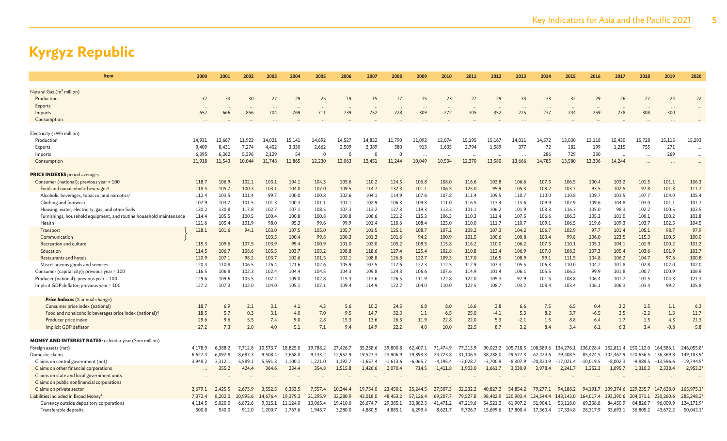# Kyrgyz Republic

| Item | 2000 | 2001 | 2002 | 2003 | 2004 | 2005 | 2006 | 2007 | 2008 | 2009 | 2010 | 2011 | 2012 | 2013 | 2014 | 2015 | 2016 | 2017 | 2018 | 2019 | 2020 |
|---|---|---|---|---|---|---|---|---|---|---|---|---|---|---|---|---|---|---|---|---|---|
| Natural Gas (m³ million) | | | | | | | | | | | | | | | | | | | | | |
| Production | 32 | 33 | 30 | 27 | 29 | 25 | 19 | 15 | 17 | 15 | 23 | 27 | 29 | 33 | 33 | 32 | 29 | 26 | 27 | 24 | 22 |
| Exports | … | … | … | … | … | … | … | … | … | … | … | … | … | … | … | … | … | … | … | … | … |
| Imports | 652 | 666 | 856 | 704 | 769 | 711 | 739 | 752 | 728 | 309 | 272 | 305 | 352 | 275 | 237 | 244 | 259 | 278 | 308 | 300 | … |
| Consumption | … | … | … | … | … | … | … | … | … | … | … | … | … | … | … | … | … | … | … | … | … |
| Electricity (kWh million) | | | | | | | | | | | | | | | | | | | | | |
| Production | 14,931 | 13,667 | 11,922 | 14,021 | 15,141 | 14,892 | 14,527 | 14,832 | 11,790 | 11,092 | 12,074 | 15,195 | 15,167 | 14,011 | 14,572 | 13,030 | 13,118 | 15,430 | 15,728 | 15,115 | 15,293 |
| Exports | 9,409 | 8,431 | 7,274 | 4,402 | 3,330 | 2,662 | 2,509 | 2,389 | 580 | 913 | 1,635 | 2,794 | 1,589 | 377 | 72 | 182 | 199 | 1,215 | 755 | 271 | … |
| Imports | 6,395 | 6,362 | 5,396 | 2,129 | 54 | 0 | 0 | 0 | 0 | … | … | … | … | … | 286 | 729 | 330 | … | … | 269 | … |
| Consumption | 11,918 | 11,543 | 10,044 | 11,748 | 11,865 | 12,230 | 12,063 | 12,451 | 11,244 | 10,049 | 10,504 | 12,370 | 13,580 | 13,666 | 14,785 | 13,580 | 13,306 | 14,244 | … | … | … |
| **PRICE INDEXES** period averages | | | | | | | | | | | | | | | | | | | | | |
| Consumer (national); previous year = 100 | 118.7 | 106.9 | 102.1 | 103.1 | 104.1 | 104.3 | 105.6 | 110.2 | 124.5 | 106.8 | 108.0 | 116.6 | 102.8 | 106.6 | 107.5 | 106.5 | 100.4 | 103.2 | 101.5 | 101.1 | 106.3 |
| Food and nonalcoholic beverages[q] | 118.5 | 105.7 | 100.3 | 103.1 | 104.0 | 107.0 | 109.5 | 114.7 | 132.3 | 101.1 | 106.5 | 125.0 | 95.9 | 105.3 | 108.2 | 103.7 | 93.5 | 102.5 | 97.8 | 101.3 | 111.7 |
| Alcoholic beverages, tobacco, and narcotics[r] | 112.4 | 103.5 | 101.4 | 99.7 | 100.0 | 100.8 | 102.6 | 104.1 | 114.9 | 107.6 | 107.8 | 111.4 | 109.5 | 110.7 | 110.0 | 110.8 | 109.7 | 103.5 | 107.7 | 104.0 | 105.4 |
| Clothing and footwear | 107.9 | 103.7 | 101.5 | 101.3 | 100.3 | 101.1 | 101.1 | 102.9 | 106.3 | 109.3 | 111.0 | 116.5 | 113.4 | 113.6 | 109.9 | 107.9 | 109.6 | 104.8 | 103.0 | 101.1 | 101.7 |
| Housing, water, electricity, gas, and other fuels | 130.2 | 130.8 | 117.8 | 102.7 | 107.1 | 108.5 | 107.3 | 113.2 | 127.3 | 119.3 | 113.3 | 101.1 | 106.2 | 101.9 | 103.3 | 116.3 | 105.0 | 98.3 | 102.2 | 100.5 | 103.5 |
| Furnishings, household equipment, and routine household maintenance | 114.4 | 105.5 | 100.5 | 100.4 | 100.8 | 100.8 | 100.8 | 106.6 | 121.2 | 115.3 | 106.3 | 110.3 | 111.4 | 107.5 | 106.6 | 106.3 | 105.3 | 101.0 | 100.1 | 100.2 | 101.8 |
| Health | 121.6 | 105.4 | 101.9 | 98.0 | 95.3 | 99.6 | 99.9 | 101.4 | 110.6 | 108.4 | 123.0 | 110.0 | 111.7 | 110.7 | 109.1 | 106.5 | 119.6 | 109.3 | 103.7 | 102.5 | 104.5 |
| Transport | 128.1 | 101.6 | 94.1 | 103.0 | 107.5 | 105.0 | 105.7 | 101.5 | 125.1 | 108.7 | 107.2 | 108.2 | 107.3 | 104.2 | 106.7 | 102.9 | 97.7 | 101.4 | 105.1 | 98.7 | 97.9 |
| Communication | | | | 103.5 | 100.4 | 99.8 | 100.3 | 101.3 | 101.6 | 94.2 | 100.9 | 101.5 | 100.6 | 100.8 | 100.4 | 99.8 | 106.0 | 123.5 | 115.3 | 100.5 | 100.0 |
| Recreation and culture | 115.3 | 109.6 | 107.5 | 103.9 | 99.4 | 100.9 | 101.0 | 102.0 | 105.2 | 108.5 | 115.8 | 116.2 | 110.0 | 106.2 | 107.5 | 110.1 | 105.1 | 104.1 | 101.9 | 100.2 | 101.2 |
| Education | 114.5 | 106.7 | 108.6 | 105.5 | 103.7 | 103.2 | 108.8 | 118.6 | 127.4 | 125.4 | 102.8 | 110.8 | 112.4 | 106.9 | 107.0 | 108.3 | 107.3 | 105.4 | 103.6 | 101.9 | 101.7 |
| Restaurants and hotels | 120.9 | 107.1 | 98.2 | 103.7 | 102.6 | 101.5 | 102.1 | 108.8 | 126.8 | 122.7 | 109.3 | 117.0 | 116.5 | 108.9 | 99.1 | 111.5 | 104.8 | 106.2 | 104.7 | 97.6 | 100.8 |
| Miscellaneous goods and services | 120.4 | 110.8 | 106.5 | 126.4 | 121.6 | 102.6 | 105.9 | 107.5 | 117.6 | 122.3 | 112.5 | 112.9 | 107.3 | 105.5 | 106.3 | 110.0 | 104.2 | 101.8 | 102.8 | 102.0 | 102.0 |
| Consumer (capital city); previous year = 100 | 116.5 | 106.8 | 102.3 | 102.4 | 104.4 | 104.5 | 104.3 | 109.8 | 124.3 | 106.6 | 107.6 | 114.9 | 101.4 | 106.1 | 105.5 | 106.2 | 99.9 | 101.8 | 100.7 | 100.9 | 106.9 |
| Producer (national); previous year = 100 | 129.6 | 109.6 | 105.5 | 107.4 | 109.0 | 102.8 | 115.3 | 113.6 | 126.5 | 111.9 | 122.8 | 122.0 | 105.3 | 97.9 | 101.5 | 108.8 | 106.4 | 101.7 | 101.5 | 104.3 | 121.3 |
| Implicit GDP deflator; previous year = 100 | 127.2 | 107.3 | 102.0 | 104.0 | 105.1 | 107.1 | 109.4 | 114.9 | 122.2 | 104.0 | 110.0 | 122.5 | 108.7 | 103.2 | 108.4 | 103.4 | 106.1 | 106.3 | 103.4 | 99.2 | 105.8 |
| ***Price Indexes*** (% annual change) | | | | | | | | | | | | | | | | | | | | | |
| Consumer price index (national) | 18.7 | 6.9 | 2.1 | 3.1 | 4.1 | 4.3 | 5.6 | 10.2 | 24.5 | 6.8 | 8.0 | 16.6 | 2.8 | 6.6 | 7.5 | 6.5 | 0.4 | 3.2 | 1.5 | 1.1 | 6.3 |
| Food and nonalcoholic beverages price index (national)[q] | 18.5 | 5.7 | 0.3 | 3.1 | 4.0 | 7.0 | 9.5 | 14.7 | 32.3 | 1.1 | 6.5 | 25.0 | -4.1 | 5.3 | 8.2 | 3.7 | -6.5 | 2.5 | -2.2 | 1.3 | 11.7 |
| Producer price index | 29.6 | 9.6 | 5.5 | 7.4 | 9.0 | 2.8 | 15.3 | 13.6 | 26.5 | 11.9 | 22.8 | 22.0 | 5.3 | -2.1 | 1.5 | 8.8 | 6.4 | 1.7 | 1.5 | 4.3 | 21.3 |
| Implicit GDP deflator | 27.2 | 7.3 | 2.0 | 4.0 | 5.1 | 7.1 | 9.4 | 14.9 | 22.2 | 4.0 | 10.0 | 22.5 | 8.7 | 3.2 | 8.4 | 3.4 | 6.1 | 6.3 | 3.4 | -0.8 | 5.8 |
| **MONEY AND INTEREST RATES**[s] calendar year (Som million) | | | | | | | | | | | | | | | | | | | | | |
| Foreign assets (net) | 4,178.9 | 6,388.2 | 7,712.8 | 10,573.7 | 18,825.0 | 19,788.2 | 27,426.7 | 35,258.6 | 39,800.8 | 62,407.1 | 71,474.9 | 77,213.9 | 90,023.2 | 105,718.5 | 108,589.6 | 134,276.1 | 136,028.4 | 152,811.4 | 150,112.0 | 164,586.1 | 246,055.8* |
| Domestic claims | 6,627.4 | 6,092.8 | 8,687.3 | 9,508.4 | 7,668.0 | 9,133.2 | 12,952.9 | 19,523.3 | 23,906.9 | 19,893.3 | 24,723.8 | 31,106.5 | 38,788.0 | 49,577.3 | 62,424.6 | 79,408.5 | 85,424.5 | 102,467.9 | 120,656.5 | 136,369.8 | 149,183.9* |
| Claims on central government (net) | 3,948.2 | 3,312.1 | 5,589.1 | 5,591.3 | 1,100.1 | 1,221.0 | 1,192.7 | -1,657.4 | -1,613.6 | -6,065.7 | -4,195.4 | -3,028.7 | -3,700.9 | -8,307.9 | -20,830.9 | -17,021.4 | -10,019.5 | -8,002.3 | -9,889.5 | -13,596.6 | -19,744.5* |
| Claims on other financial corporations | … | 355.2 | 424.4 | 364.6 | 234.4 | 354.8 | 1,515.8 | 1,426.6 | 2,070.4 | 714.5 | 1,411.8 | 1,903.0 | 1,661.7 | 3,030.9 | 3,978.4 | 2,241.7 | 1,252.3 | 1,095.7 | 1,310.3 | 2,338.4 | 2,953.3* |
| Claims on state and local government units | … | … | … | … | … | … | … | … | … | … | … | … | … | … | … | … | … | … | … | … | … |
| Claims on public nonfinancial corporations | | | | | | | | | | | | | | | | | | | | | |
| Claims on private sector | 2,679.1 | 2,425.5 | 2,673.9 | 3,552.5 | 6,333.5 | 7,557.4 | 10,244.4 | 19,754.0 | 23,450.1 | 25,244.5 | 27,507.3 | 32,232.2 | 40,827.2 | 54,854.2 | 79,277.1 | 94,188.2 | 94,191.7 | 109,374.6 | 129,235.7 | 147,628.0 | 165,975.1* |
| Liabilities included in Broad Money[t] | 7,372.4 | 8,202.0 | 10,995.6 | 14,676.4 | 19,379.3 | 21,295.9 | 32,280.9 | 43,018.0 | 48,453.2 | 57,126.4 | 69,207.7 | 79,527.8 | 98,482.9 | 120,903.4 | 124,544.4 | 143,143.0 | 164,017.4 | 193,390.6 | 204,071.1 | 230,260.6 | 285,248.2* |
| Currency outside depository corporations | 4,114.5 | 5,020.0 | 6,872.6 | 9,315.1 | 11,124.0 | 13,065.4 | 19,410.0 | 26,674.7 | 29,385.1 | 33,882.3 | 41,471.2 | 47,219.6 | 54,521.2 | 61,907.2 | 51,904.1 | 53,118.0 | 69,338.8 | 84,450.9 | 84,826.7 | 96,009.9 | 124,171.9* |
| Transferable deposits | 500.8 | 540.0 | 912.0 | 1,200.7 | 1,767.6 | 1,948.7 | 3,280.0 | 4,880.5 | 4,885.1 | 6,299.4 | 8,621.7 | 9,726.7 | 15,699.6 | 17,800.4 | 17,360.4 | 17,334.8 | 28,317.9 | 33,693.1 | 36,805.2 | 43,672.2 | 50,042.1* |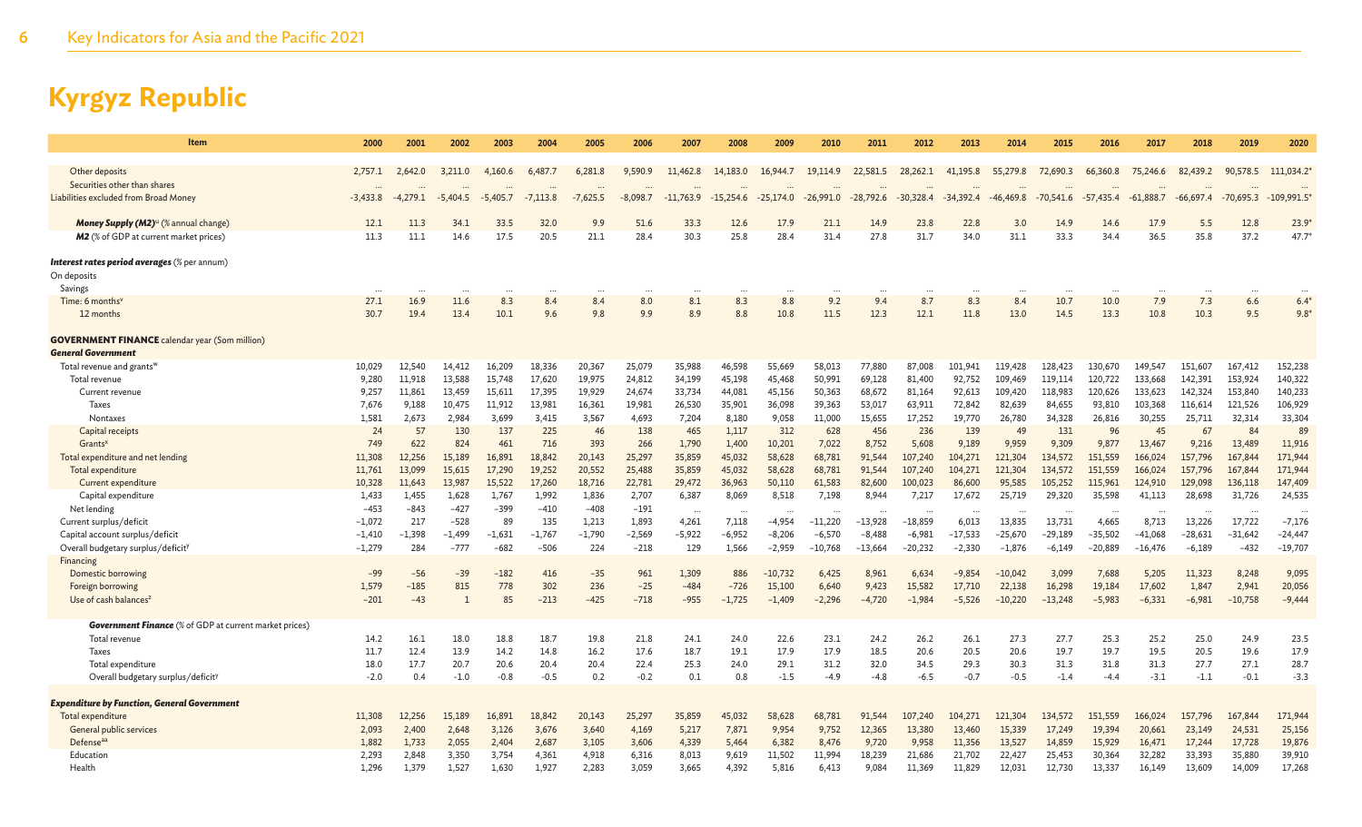# Kyrgyz Republic

| Item | 2000 | 2001 | 2002 | 2003 | 2004 | 2005 | 2006 | 2007 | 2008 | 2009 | 2010 | 2011 | 2012 | 2013 | 2014 | 2015 | 2016 | 2017 | 2018 | 2019 | 2020 |
|---|---|---|---|---|---|---|---|---|---|---|---|---|---|---|---|---|---|---|---|---|---|
| Other deposits | 2,757.1 | 2,642.0 | 3,211.0 | 4,160.6 | 6,487.7 | 6,281.8 | 9,590.9 | 11,462.8 | 14,183.0 | 16,944.7 | 19,114.9 | 22,581.5 | 28,262.1 | 41,195.8 | 55,279.8 | 72,690.3 | 66,360.8 | 75,246.6 | 82,439.2 | 90,578.5 | 111,034.2* |
| Securities other than shares | ... | ... | ... | ... | ... | ... | ... | ... | ... | ... | ... | ... | ... | ... | ... | ... | ... | ... | ... | ... | ... |
| Liabilities excluded from Broad Money | -3,433.8 | -4,279.1 | -5,404.5 | -5,405.7 | -7,113.8 | -7,625.5 | -8,098.7 | -11,763.9 | -15,254.6 | -25,174.0 | -26,991.0 | -28,792.6 | -30,328.4 | -34,392.4 | -46,469.8 | -70,541.6 | -57,435.4 | -61,888.7 | -66,697.4 | -70,695.3 | -109,991.5* |
| ***Money Supply (M2)***[u] (% annual change) | 12.1 | 11.3 | 34.1 | 33.5 | 32.0 | 9.9 | 51.6 | 33.3 | 12.6 | 17.9 | 21.1 | 14.9 | 23.8 | 22.8 | 3.0 | 14.9 | 14.6 | 17.9 | 5.5 | 12.8 | 23.9* |
| ***M2*** (% of GDP at current market prices) | 11.3 | 11.1 | 14.6 | 17.5 | 20.5 | 21.1 | 28.4 | 30.3 | 25.8 | 28.4 | 31.4 | 27.8 | 31.7 | 34.0 | 31.1 | 33.3 | 34.4 | 36.5 | 35.8 | 37.2 | 47.7* |
| ***Interest rates period averages*** (% per annum) | | | | | | | | | | | | | | | | | | | | | |
| On deposits | | | | | | | | | | | | | | | | | | | | | |
| Savings | ... | ... | ... | ... | ... | ... | ... | ... | ... | ... | ... | ... | ... | ... | ... | ... | ... | ... | ... | ... | ... |
| Time: 6 months[v] | 27.1 | 16.9 | 11.6 | 8.3 | 8.4 | 8.4 | 8.0 | 8.1 | 8.3 | 8.8 | 9.2 | 9.4 | 8.7 | 8.3 | 8.4 | 10.7 | 10.0 | 7.9 | 7.3 | 6.6 | 6.4* |
| 12 months | 30.7 | 19.4 | 13.4 | 10.1 | 9.6 | 9.8 | 9.9 | 8.9 | 8.8 | 10.8 | 11.5 | 12.3 | 12.1 | 11.8 | 13.0 | 14.5 | 13.3 | 10.8 | 10.3 | 9.5 | 9.8* |
| **GOVERNMENT FINANCE** calendar year (Som million) | | | | | | | | | | | | | | | | | | | | | |
| ***General Government*** | | | | | | | | | | | | | | | | | | | | | |
| Total revenue and grants[w] | 10,029 | 12,540 | 14,412 | 16,209 | 18,336 | 20,367 | 25,079 | 35,988 | 46,598 | 55,669 | 58,013 | 77,880 | 87,008 | 101,941 | 119,428 | 128,423 | 130,670 | 149,547 | 151,607 | 167,412 | 152,238 |
| Total revenue | 9,280 | 11,918 | 13,588 | 15,748 | 17,620 | 19,975 | 24,812 | 34,199 | 45,198 | 45,468 | 50,991 | 69,128 | 81,400 | 92,752 | 109,469 | 119,114 | 120,722 | 133,668 | 142,391 | 153,924 | 140,322 |
| Current revenue | 9,257 | 11,861 | 13,459 | 15,611 | 17,395 | 19,929 | 24,674 | 33,734 | 44,081 | 45,156 | 50,363 | 68,672 | 81,164 | 92,613 | 109,420 | 118,983 | 120,626 | 133,623 | 142,324 | 153,840 | 140,233 |
| Taxes | 7,676 | 9,188 | 10,475 | 11,912 | 13,981 | 16,361 | 19,981 | 26,530 | 35,901 | 36,098 | 39,363 | 53,017 | 63,911 | 72,842 | 82,639 | 84,655 | 93,810 | 103,368 | 116,614 | 121,526 | 106,929 |
| Nontaxes | 1,581 | 2,673 | 2,984 | 3,699 | 3,415 | 3,567 | 4,693 | 7,204 | 8,180 | 9,058 | 11,000 | 15,655 | 17,252 | 19,770 | 26,780 | 34,328 | 26,816 | 30,255 | 25,711 | 32,314 | 33,304 |
| Capital receipts | 24 | 57 | 130 | 137 | 225 | 46 | 138 | 465 | 1,117 | 312 | 628 | 456 | 236 | 139 | 49 | 131 | 96 | 45 | 67 | 84 | 89 |
| Grants[x] | 749 | 622 | 824 | 461 | 716 | 393 | 266 | 1,790 | 1,400 | 10,201 | 7,022 | 8,752 | 5,608 | 9,189 | 9,959 | 9,309 | 9,877 | 13,467 | 9,216 | 13,489 | 11,916 |
| Total expenditure and net lending | 11,308 | 12,256 | 15,189 | 16,891 | 18,842 | 20,143 | 25,297 | 35,859 | 45,032 | 58,628 | 68,781 | 91,544 | 107,240 | 104,271 | 121,304 | 134,572 | 151,559 | 166,024 | 157,796 | 167,844 | 171,944 |
| Total expenditure | 11,761 | 13,099 | 15,615 | 17,290 | 19,252 | 20,552 | 25,488 | 35,859 | 45,032 | 58,628 | 68,781 | 91,544 | 107,240 | 104,271 | 121,304 | 134,572 | 151,559 | 166,024 | 157,796 | 167,844 | 171,944 |
| Current expenditure | 10,328 | 11,643 | 13,987 | 15,522 | 17,260 | 18,716 | 22,781 | 29,472 | 36,963 | 50,110 | 61,583 | 82,600 | 100,023 | 86,600 | 95,585 | 105,252 | 115,961 | 124,910 | 129,098 | 136,118 | 147,409 |
| Capital expenditure | 1,433 | 1,455 | 1,628 | 1,767 | 1,992 | 1,836 | 2,707 | 6,387 | 8,069 | 8,518 | 7,198 | 8,944 | 7,217 | 17,672 | 25,719 | 29,320 | 35,598 | 41,113 | 28,698 | 31,726 | 24,535 |
| Net lending | −453 | −843 | −427 | −399 | −410 | −408 | −191 | ... | ... | ... | ... | ... | ... | ... | ... | ... | ... | ... | ... | ... | ... |
| Current surplus/deficit | −1,072 | 217 | −528 | 89 | 135 | 1,213 | 1,893 | 4,261 | 7,118 | −4,954 | −11,220 | −13,928 | −18,859 | 6,013 | 13,835 | 13,731 | 4,665 | 8,713 | 13,226 | 17,722 | −7,176 |
| Capital account surplus/deficit | −1,410 | −1,398 | −1,499 | −1,631 | −1,767 | −1,790 | −2,569 | −5,922 | −6,952 | −8,206 | −6,570 | −8,488 | −6,981 | −17,533 | −25,670 | −29,189 | −35,502 | −41,068 | −28,631 | −31,642 | −24,447 |
| Overall budgetary surplus/deficit[y] | −1,279 | 284 | −777 | −682 | −506 | 224 | −218 | 129 | 1,566 | −2,959 | −10,768 | −13,664 | −20,232 | −2,330 | −1,876 | −6,149 | −20,889 | −16,476 | −6,189 | −432 | −19,707 |
| Financing | | | | | | | | | | | | | | | | | | | | | |
| Domestic borrowing | −99 | −56 | −39 | −182 | 416 | −35 | 961 | 1,309 | 886 | −10,732 | 6,425 | 8,961 | 6,634 | −9,854 | −10,042 | 3,099 | 7,688 | 5,205 | 11,323 | 8,248 | 9,095 |
| Foreign borrowing | 1,579 | −185 | 815 | 778 | 302 | 236 | −25 | −484 | −726 | 15,100 | 6,640 | 9,423 | 15,582 | 17,710 | 22,138 | 16,298 | 19,184 | 17,602 | 1,847 | 2,941 | 20,056 |
| Use of cash balances[z] | −201 | −43 | 1 | 85 | −213 | −425 | −718 | −955 | −1,725 | −1,409 | −2,296 | −4,720 | −1,984 | −5,526 | −10,220 | −13,248 | −5,983 | −6,331 | −6,981 | −10,758 | −9,444 |
| ***Government Finance*** (% of GDP at current market prices) | | | | | | | | | | | | | | | | | | | | | |
| Total revenue | 14.2 | 16.1 | 18.0 | 18.8 | 18.7 | 19.8 | 21.8 | 24.1 | 24.0 | 22.6 | 23.1 | 24.2 | 26.2 | 26.1 | 27.3 | 27.7 | 25.3 | 25.2 | 25.0 | 24.9 | 23.5 |
| Taxes | 11.7 | 12.4 | 13.9 | 14.2 | 14.8 | 16.2 | 17.6 | 18.7 | 19.1 | 17.9 | 17.9 | 18.5 | 20.6 | 20.5 | 20.6 | 19.7 | 19.7 | 19.5 | 20.5 | 19.6 | 17.9 |
| Total expenditure | 18.0 | 17.7 | 20.7 | 20.6 | 20.4 | 20.4 | 22.4 | 25.3 | 24.0 | 29.1 | 31.2 | 32.0 | 34.5 | 29.3 | 30.3 | 31.3 | 31.8 | 31.3 | 27.7 | 27.1 | 28.7 |
| Overall budgetary surplus/deficit[y] | -2.0 | 0.4 | -1.0 | -0.8 | -0.5 | 0.2 | -0.2 | 0.1 | 0.8 | -1.5 | -4.9 | -4.8 | -6.5 | -0.7 | -0.5 | -1.4 | -4.4 | -3.1 | -1.1 | -0.1 | -3.3 |
| ***Expenditure by Function, General Government*** | | | | | | | | | | | | | | | | | | | | | |
| Total expenditure | 11,308 | 12,256 | 15,189 | 16,891 | 18,842 | 20,143 | 25,297 | 35,859 | 45,032 | 58,628 | 68,781 | 91,544 | 107,240 | 104,271 | 121,304 | 134,572 | 151,559 | 166,024 | 157,796 | 167,844 | 171,944 |
| General public services | 2,093 | 2,400 | 2,648 | 3,126 | 3,676 | 3,640 | 4,169 | 5,217 | 7,871 | 9,954 | 9,752 | 12,365 | 13,380 | 13,460 | 15,339 | 17,249 | 19,394 | 20,661 | 23,149 | 24,531 | 25,156 |
| Defense[aa] | 1,882 | 1,733 | 2,055 | 2,404 | 2,687 | 3,105 | 3,606 | 4,339 | 5,464 | 6,382 | 8,476 | 9,720 | 9,958 | 11,356 | 13,527 | 14,859 | 15,929 | 16,471 | 17,244 | 17,728 | 19,876 |
| Education | 2,293 | 2,848 | 3,350 | 3,754 | 4,361 | 4,918 | 6,316 | 8,013 | 9,619 | 11,502 | 11,994 | 18,239 | 21,686 | 21,702 | 22,427 | 25,453 | 30,364 | 32,282 | 33,393 | 35,880 | 39,910 |
| Health | 1,296 | 1,379 | 1,527 | 1,630 | 1,927 | 2,283 | 3,059 | 3,665 | 4,392 | 5,816 | 6,413 | 9,084 | 11,369 | 11,829 | 12,031 | 12,730 | 13,337 | 16,149 | 13,609 | 14,009 | 17,268 |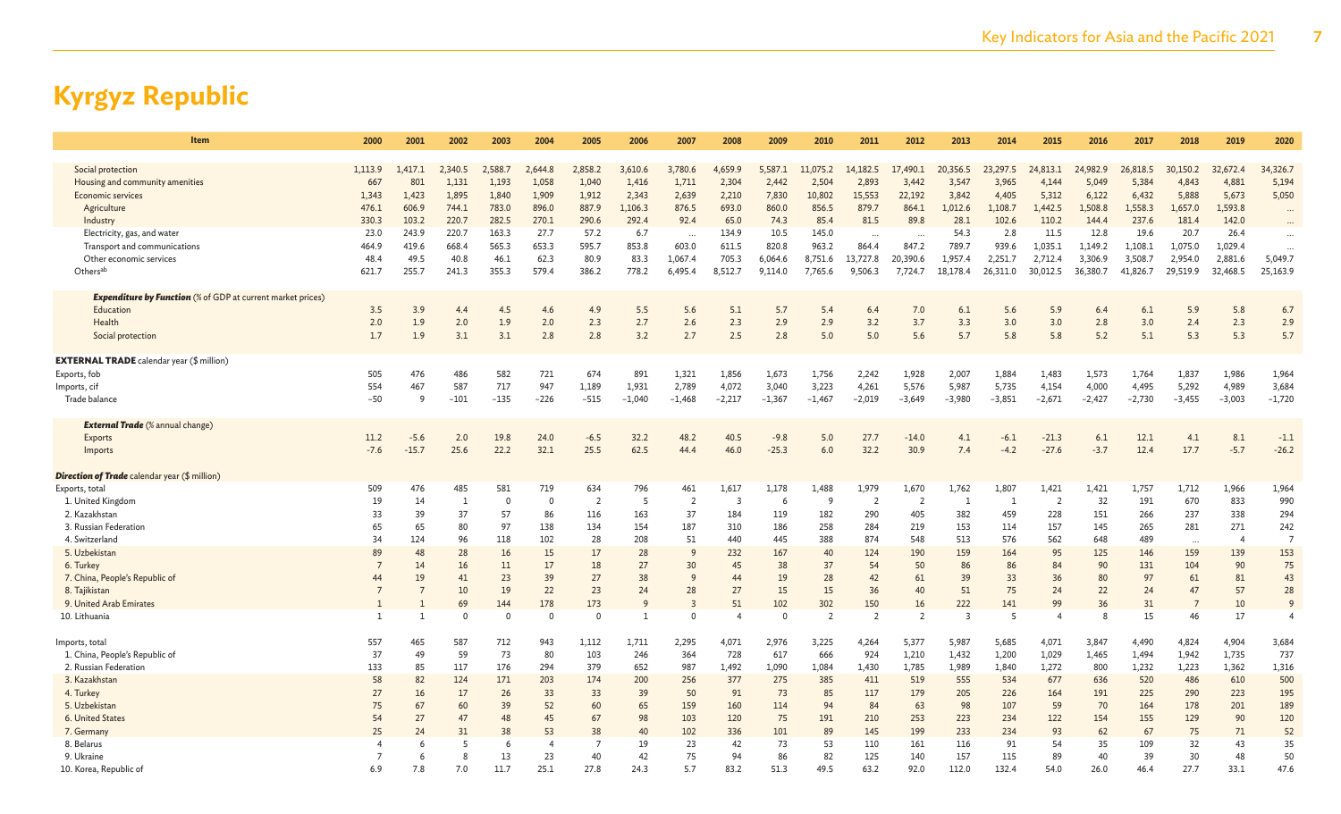# Kyrgyz Republic

| Item | 2000 | 2001 | 2002 | 2003 | 2004 | 2005 | 2006 | 2007 | 2008 | 2009 | 2010 | 2011 | 2012 | 2013 | 2014 | 2015 | 2016 | 2017 | 2018 | 2019 | 2020 |
|---|---|---|---|---|---|---|---|---|---|---|---|---|---|---|---|---|---|---|---|---|---|
| Social protection | 1,113.9 | 1,417.1 | 2,340.5 | 2,588.7 | 2,644.8 | 2,858.2 | 3,610.6 | 3,780.6 | 4,659.9 | 5,587.1 | 11,075.2 | 14,182.5 | 17,490.1 | 20,356.5 | 23,297.5 | 24,813.1 | 24,982.9 | 26,818.5 | 30,150.2 | 32,672.4 | 34,326.7 |
| Housing and community amenities | 667 | 801 | 1,131 | 1,193 | 1,058 | 1,040 | 1,416 | 1,711 | 2,304 | 2,442 | 2,504 | 2,893 | 3,442 | 3,547 | 3,965 | 4,144 | 5,049 | 5,384 | 4,843 | 4,881 | 5,194 |
| Economic services | 1,343 | 1,423 | 1,895 | 1,840 | 1,909 | 1,912 | 2,343 | 2,639 | 2,210 | 7,830 | 10,802 | 15,553 | 22,192 | 3,842 | 4,405 | 5,312 | 6,122 | 6,432 | 5,888 | 5,673 | 5,050 |
| Agriculture | 476.1 | 606.9 | 744.1 | 783.0 | 896.0 | 887.9 | 1,106.3 | 876.5 | 693.0 | 860.0 | 856.5 | 879.7 | 864.1 | 1,012.6 | 1,108.7 | 1,442.5 | 1,508.8 | 1,558.3 | 1,657.0 | 1,593.8 | ... |
| Industry | 330.3 | 103.2 | 220.7 | 282.5 | 270.1 | 290.6 | 292.4 | 92.4 | 65.0 | 74.3 | 85.4 | 81.5 | 89.8 | 28.1 | 102.6 | 110.2 | 144.4 | 237.6 | 181.4 | 142.0 | ... |
| Electricity, gas, and water | 23.0 | 243.9 | 220.7 | 163.3 | 27.7 | 57.2 | 6.7 | ... | 134.9 | 10.5 | 145.0 | ... | ... | 54.3 | 2.8 | 11.5 | 12.8 | 19.6 | 20.7 | 26.4 | ... |
| Transport and communications | 464.9 | 419.6 | 668.4 | 565.3 | 653.3 | 595.7 | 853.8 | 603.0 | 611.5 | 820.8 | 963.2 | 864.4 | 847.2 | 789.7 | 939.6 | 1,035.1 | 1,149.2 | 1,108.1 | 1,075.0 | 1,029.4 | ... |
| Other economic services | 48.4 | 49.5 | 40.8 | 46.1 | 62.3 | 80.9 | 83.3 | 1,067.4 | 705.3 | 6,064.6 | 8,751.6 | 13,727.8 | 20,390.6 | 1,957.4 | 2,251.7 | 2,712.4 | 3,306.9 | 3,508.7 | 2,954.0 | 2,881.6 | 5,049.7 |
| Others[ab] | 621.7 | 255.7 | 241.3 | 355.3 | 579.4 | 386.2 | 778.2 | 6,495.4 | 8,512.7 | 9,114.0 | 7,765.6 | 9,506.3 | 7,724.7 | 18,178.4 | 26,311.0 | 30,012.5 | 36,380.7 | 41,826.7 | 29,519.9 | 32,468.5 | 25,163.9 |
| ***Expenditure by Function*** (% of GDP at current market prices) | | | | | | | | | | | | | | | | | | | | | |
| Education | 3.5 | 3.9 | 4.4 | 4.5 | 4.6 | 4.9 | 5.5 | 5.6 | 5.1 | 5.7 | 5.4 | 6.4 | 7.0 | 6.1 | 5.6 | 5.9 | 6.4 | 6.1 | 5.9 | 5.8 | 6.7 |
| Health | 2.0 | 1.9 | 2.0 | 1.9 | 2.0 | 2.3 | 2.7 | 2.6 | 2.3 | 2.9 | 2.9 | 3.2 | 3.7 | 3.3 | 3.0 | 3.0 | 2.8 | 3.0 | 2.4 | 2.3 | 2.9 |
| Social protection | 1.7 | 1.9 | 3.1 | 3.1 | 2.8 | 2.8 | 3.2 | 2.7 | 2.5 | 2.8 | 5.0 | 5.0 | 5.6 | 5.7 | 5.8 | 5.8 | 5.2 | 5.1 | 5.3 | 5.3 | 5.7 |
| **EXTERNAL TRADE** calendar year ($ million) | | | | | | | | | | | | | | | | | | | | | |
| Exports, fob | 505 | 476 | 486 | 582 | 721 | 674 | 891 | 1,321 | 1,856 | 1,673 | 1,756 | 2,242 | 1,928 | 2,007 | 1,884 | 1,483 | 1,573 | 1,764 | 1,837 | 1,986 | 1,964 |
| Imports, cif | 554 | 467 | 587 | 717 | 947 | 1,189 | 1,931 | 2,789 | 4,072 | 3,040 | 3,223 | 4,261 | 5,576 | 5,987 | 5,735 | 4,154 | 4,000 | 4,495 | 5,292 | 4,989 | 3,684 |
| Trade balance | −50 | 9 | −101 | −135 | −226 | −515 | −1,040 | −1,468 | −2,217 | −1,367 | −1,467 | −2,019 | −3,649 | −3,980 | −3,851 | −2,671 | −2,427 | −2,730 | −3,455 | −3,003 | −1,720 |
| ***External Trade*** (% annual change) | | | | | | | | | | | | | | | | | | | | | |
| Exports | 11.2 | -5.6 | 2.0 | 19.8 | 24.0 | -6.5 | 32.2 | 48.2 | 40.5 | -9.8 | 5.0 | 27.7 | -14.0 | 4.1 | -6.1 | -21.3 | 6.1 | 12.1 | 4.1 | 8.1 | -1.1 |
| Imports | -7.6 | -15.7 | 25.6 | 22.2 | 32.1 | 25.5 | 62.5 | 44.4 | 46.0 | -25.3 | 6.0 | 32.2 | 30.9 | 7.4 | -4.2 | -27.6 | -3.7 | 12.4 | 17.7 | -5.7 | -26.2 |
| ***Direction of Trade*** calendar year ($ million) | | | | | | | | | | | | | | | | | | | | | |
| Exports, total | 509 | 476 | 485 | 581 | 719 | 634 | 796 | 461 | 1,617 | 1,178 | 1,488 | 1,979 | 1,670 | 1,762 | 1,807 | 1,421 | 1,421 | 1,757 | 1,712 | 1,966 | 1,964 |
| 1. United Kingdom | 19 | 14 | 1 | 0 | 0 | 2 | 5 | 2 | 3 | 6 | 9 | 2 | 2 | 1 | 1 | 2 | 32 | 191 | 670 | 833 | 990 |
| 2. Kazakhstan | 33 | 39 | 37 | 57 | 86 | 116 | 163 | 37 | 184 | 119 | 182 | 290 | 405 | 382 | 459 | 228 | 151 | 266 | 237 | 338 | 294 |
| 3. Russian Federation | 65 | 65 | 80 | 97 | 138 | 134 | 154 | 187 | 310 | 186 | 258 | 284 | 219 | 153 | 114 | 157 | 145 | 265 | 281 | 271 | 242 |
| 4. Switzerland | 34 | 124 | 96 | 118 | 102 | 28 | 208 | 51 | 440 | 445 | 388 | 874 | 548 | 513 | 576 | 562 | 648 | 489 | ... | 4 | 7 |
| 5. Uzbekistan | 89 | 48 | 28 | 16 | 15 | 17 | 28 | 9 | 232 | 167 | 40 | 124 | 190 | 159 | 164 | 95 | 125 | 146 | 159 | 139 | 153 |
| 6. Turkey | 7 | 14 | 16 | 11 | 17 | 18 | 27 | 30 | 45 | 38 | 37 | 54 | 50 | 86 | 86 | 84 | 90 | 131 | 104 | 90 | 75 |
| 7. China, People's Republic of | 44 | 19 | 41 | 23 | 39 | 27 | 38 | 9 | 44 | 19 | 28 | 42 | 61 | 39 | 33 | 36 | 80 | 97 | 61 | 81 | 43 |
| 8. Tajikistan | 7 | 7 | 10 | 19 | 22 | 23 | 24 | 28 | 27 | 15 | 15 | 36 | 40 | 51 | 75 | 24 | 22 | 24 | 47 | 57 | 28 |
| 9. United Arab Emirates | 1 | 1 | 69 | 144 | 178 | 173 | 9 | 3 | 51 | 102 | 302 | 150 | 16 | 222 | 141 | 99 | 36 | 31 | 7 | 10 | 9 |
| 10. Lithuania | 1 | 1 | 0 | 0 | 0 | 0 | 1 | 0 | 4 | 0 | 2 | 2 | 2 | 3 | 5 | 4 | 8 | 15 | 46 | 17 | 4 |
| Imports, total | 557 | 465 | 587 | 712 | 943 | 1,112 | 1,711 | 2,295 | 4,071 | 2,976 | 3,225 | 4,264 | 5,377 | 5,987 | 5,685 | 4,071 | 3,847 | 4,490 | 4,824 | 4,904 | 3,684 |
| 1. China, People's Republic of | 37 | 49 | 59 | 73 | 80 | 103 | 246 | 364 | 728 | 617 | 666 | 924 | 1,210 | 1,432 | 1,200 | 1,029 | 1,465 | 1,494 | 1,942 | 1,735 | 737 |
| 2. Russian Federation | 133 | 85 | 117 | 176 | 294 | 379 | 652 | 987 | 1,492 | 1,090 | 1,084 | 1,430 | 1,785 | 1,989 | 1,840 | 1,272 | 800 | 1,232 | 1,223 | 1,362 | 1,316 |
| 3. Kazakhstan | 58 | 82 | 124 | 171 | 203 | 174 | 200 | 256 | 377 | 275 | 385 | 411 | 519 | 555 | 534 | 677 | 636 | 520 | 486 | 610 | 500 |
| 4. Turkey | 27 | 16 | 17 | 26 | 33 | 33 | 39 | 50 | 91 | 73 | 85 | 117 | 179 | 205 | 226 | 164 | 191 | 225 | 290 | 223 | 195 |
| 5. Uzbekistan | 75 | 67 | 60 | 39 | 52 | 60 | 65 | 159 | 160 | 114 | 94 | 84 | 63 | 98 | 107 | 59 | 70 | 164 | 178 | 201 | 189 |
| 6. United States | 54 | 27 | 47 | 48 | 45 | 67 | 98 | 103 | 120 | 75 | 191 | 210 | 253 | 223 | 234 | 122 | 154 | 155 | 129 | 90 | 120 |
| 7. Germany | 25 | 24 | 31 | 38 | 53 | 38 | 40 | 102 | 336 | 101 | 89 | 145 | 199 | 233 | 234 | 93 | 62 | 67 | 75 | 71 | 52 |
| 8. Belarus | 4 | 6 | 5 | 6 | 4 | 7 | 19 | 23 | 42 | 73 | 53 | 110 | 161 | 116 | 91 | 54 | 35 | 109 | 32 | 43 | 35 |
| 9. Ukraine | 7 | 6 | 8 | 13 | 23 | 40 | 42 | 75 | 94 | 86 | 82 | 125 | 140 | 157 | 115 | 89 | 40 | 39 | 30 | 48 | 50 |
| 10. Korea, Republic of | 6.9 | 7.8 | 7.0 | 11.7 | 25.1 | 27.8 | 24.3 | 5.7 | 83.2 | 51.3 | 49.5 | 63.2 | 92.0 | 112.0 | 132.4 | 54.0 | 26.0 | 46.4 | 27.7 | 33.1 | 47.6 |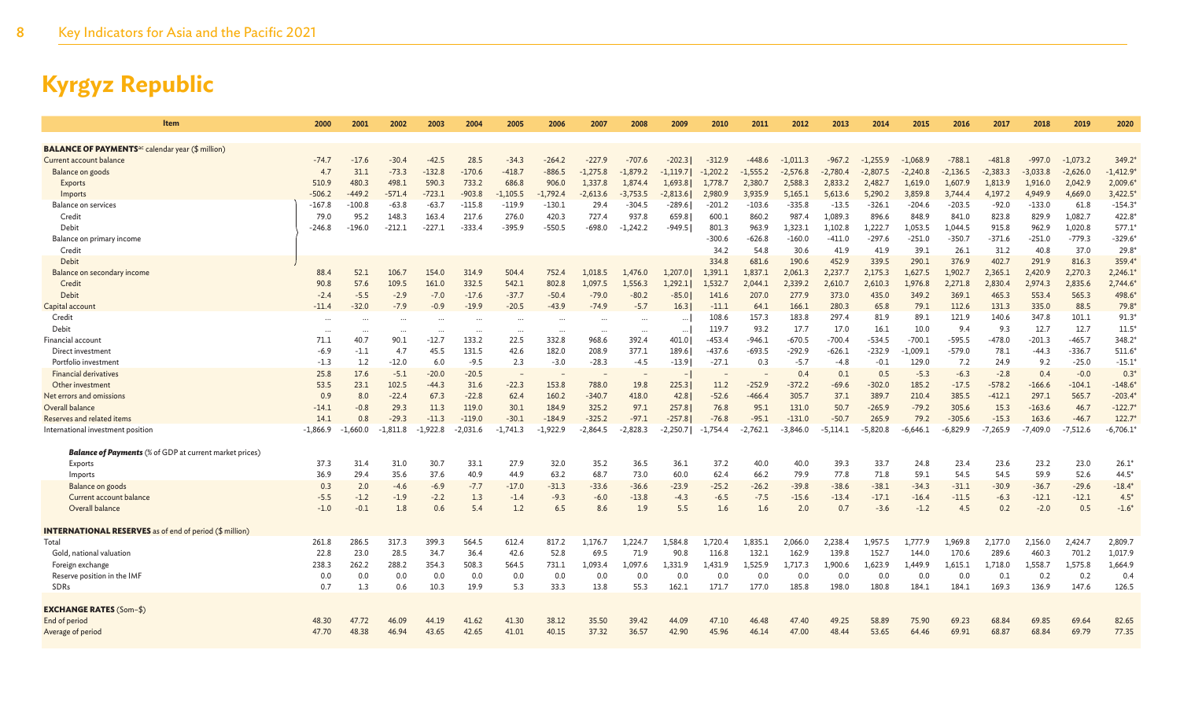# Kyrgyz Republic

| Item | 2000 | 2001 | 2002 | 2003 | 2004 | 2005 | 2006 | 2007 | 2008 | 2009 | 2010 | 2011 | 2012 | 2013 | 2014 | 2015 | 2016 | 2017 | 2018 | 2019 | 2020 |
|---|---|---|---|---|---|---|---|---|---|---|---|---|---|---|---|---|---|---|---|---|---|
| **BALANCE OF PAYMENTS**[ac] calendar year ($ million) | | | | | | | | | | | | | | | | | | | | | |
| Current account balance | -74.7 | -17.6 | -30.4 | -42.5 | 28.5 | -34.3 | -264.2 | -227.9 | -707.6 | -202.3 | -312.9 | -448.6 | -1,011.3 | -967.2 | -1,255.9 | -1,068.9 | -788.1 | -481.8 | -997.0 | -1,073.2 | 349.2* |
| Balance on goods | 4.7 | 31.1 | -73.3 | -132.8 | -170.6 | -418.7 | -886.5 | -1,275.8 | -1,879.2 | -1,119.7 | -1,202.2 | -1,555.2 | -2,576.8 | -2,780.4 | -2,807.5 | -2,240.8 | -2,136.5 | -2,383.3 | -3,033.8 | -2,626.0 | -1,412.9* |
| Exports | 510.9 | 480.3 | 498.1 | 590.3 | 733.2 | 686.8 | 906.0 | 1,337.8 | 1,874.4 | 1,693.8 | 1,778.7 | 2,380.7 | 2,588.3 | 2,833.2 | 2,482.7 | 1,619.0 | 1,607.9 | 1,813.9 | 1,916.0 | 2,042.9 | 2,009.6* |
| Imports | -506.2 | -449.2 | -571.4 | -723.1 | -903.8 | -1,105.5 | -1,792.4 | -2,613.6 | -3,753.5 | -2,813.6 | 2,980.9 | 3,935.9 | 5,165.1 | 5,613.6 | 5,290.2 | 3,859.8 | 3,744.4 | 4,197.2 | 4,949.9 | 4,669.0 | 3,422.5* |
| Balance on services | -167.8 | -100.8 | -63.8 | -63.7 | -115.8 | -119.9 | -130.1 | 29.4 | -304.5 | -289.6 | -201.2 | -103.6 | -335.8 | -13.5 | -326.1 | -204.6 | -203.5 | -92.0 | -133.0 | 61.8 | -154.3* |
| Credit | 79.0 | 95.2 | 148.3 | 163.4 | 217.6 | 276.0 | 420.3 | 727.4 | 937.8 | 659.8 | 600.1 | 860.2 | 987.4 | 1,089.3 | 896.6 | 848.9 | 841.0 | 823.8 | 829.9 | 1,082.7 | 422.8* |
| Debit | -246.8 | -196.0 | -212.1 | -227.1 | -333.4 | -395.9 | -550.5 | -698.0 | -1,242.2 | -949.5 | 801.3 | 963.9 | 1,323.1 | 1,102.8 | 1,222.7 | 1,053.5 | 1,044.5 | 915.8 | 962.9 | 1,020.8 | 577.1* |
| Balance on primary income | | | | | | | | | | | -300.6 | -626.8 | -160.0 | -411.0 | -297.6 | -251.0 | -350.7 | -371.6 | -251.0 | -779.3 | -329.6* |
| Credit | | | | | | | | | | | 34.2 | 54.8 | 30.6 | 41.9 | 41.9 | 39.1 | 26.1 | 31.2 | 40.8 | 37.0 | 29.8* |
| Debit | | | | | | | | | | | 334.8 | 681.6 | 190.6 | 452.9 | 339.5 | 290.1 | 376.9 | 402.7 | 291.9 | 816.3 | 359.4* |
| Balance on secondary income | 88.4 | 52.1 | 106.7 | 154.0 | 314.9 | 504.4 | 752.4 | 1,018.5 | 1,476.0 | 1,207.0 | 1,391.1 | 1,837.1 | 2,061.3 | 2,237.7 | 2,175.3 | 1,627.5 | 1,902.7 | 2,365.1 | 2,420.9 | 2,270.3 | 2,246.1* |
| Credit | 90.8 | 57.6 | 109.5 | 161.0 | 332.5 | 542.1 | 802.8 | 1,097.5 | 1,556.3 | 1,292.1 | 1,532.7 | 2,044.1 | 2,339.2 | 2,610.7 | 2,610.3 | 1,976.8 | 2,271.8 | 2,830.4 | 2,974.3 | 2,835.6 | 2,744.6* |
| Debit | -2.4 | -5.5 | -2.9 | -7.0 | -17.6 | -37.7 | -50.4 | -79.0 | -80.2 | -85.0 | 141.6 | 207.0 | 277.9 | 373.0 | 435.0 | 349.2 | 369.1 | 465.3 | 553.4 | 565.3 | 498.6* |
| Capital account | -11.4 | -32.0 | -7.9 | -0.9 | -19.9 | -20.5 | -43.9 | -74.9 | -5.7 | 16.3 | -11.1 | 64.1 | 166.1 | 280.3 | 65.8 | 79.1 | 112.6 | 131.3 | 335.0 | 88.5 | 79.8* |
| Credit | ... | ... | ... | ... | ... | ... | ... | ... | ... | ... | 108.6 | 157.3 | 183.8 | 297.4 | 81.9 | 89.1 | 121.9 | 140.6 | 347.8 | 101.1 | 91.3* |
| Debit | ... | ... | ... | ... | ... | ... | ... | ... | ... | ... | 119.7 | 93.2 | 17.7 | 17.0 | 16.1 | 10.0 | 9.4 | 9.3 | 12.7 | 12.7 | 11.5* |
| Financial account | 71.1 | 40.7 | 90.1 | -12.7 | 133.2 | 22.5 | 332.8 | 968.6 | 392.4 | 401.0 | -453.4 | -946.1 | -670.5 | -700.4 | -534.5 | -700.1 | -595.5 | -478.0 | -201.3 | -465.7 | 348.2* |
| Direct investment | -6.9 | -1.1 | 4.7 | 45.5 | 131.5 | 42.6 | 182.0 | 208.9 | 377.1 | 189.6 | -437.6 | -693.5 | -292.9 | -626.1 | -232.9 | -1,009.1 | -579.0 | 78.1 | -44.3 | -336.7 | 511.6* |
| Portfolio investment | -1.3 | 1.2 | -12.0 | 6.0 | -9.5 | 2.3 | -3.0 | -28.3 | -4.5 | -13.9 | -27.1 | 0.3 | -5.7 | -4.8 | -0.1 | 129.0 | 7.2 | 24.9 | 9.2 | -25.0 | -15.1* |
| Financial derivatives | 25.8 | 17.6 | -5.1 | -20.0 | -20.5 | – | – | – | – | – | – | – | 0.4 | 0.1 | 0.5 | -5.3 | -6.3 | -2.8 | 0.4 | -0.0 | 0.3* |
| Other investment | 53.5 | 23.1 | 102.5 | -44.3 | 31.6 | -22.3 | 153.8 | 788.0 | 19.8 | 225.3 | 11.2 | -252.9 | -372.2 | -69.6 | -302.0 | 185.2 | -17.5 | -578.2 | -166.6 | -104.1 | -148.6* |
| Net errors and omissions | 0.9 | 8.0 | -22.4 | 67.3 | -22.8 | 62.4 | 160.2 | -340.7 | 418.0 | 42.8 | 52.6 | -466.4 | 305.7 | 37.1 | 389.7 | 210.4 | 385.5 | -412.1 | 297.1 | 565.7 | -203.4* |
| Overall balance | -14.1 | -0.8 | 29.3 | 11.3 | 119.0 | 30.1 | 184.9 | 325.2 | 97.1 | 257.8 | 76.8 | 95.1 | 131.0 | 50.7 | -265.9 | -79.2 | 305.6 | 15.3 | -163.6 | 46.7 | -122.7* |
| Reserves and related items | 14.1 | 0.8 | -29.3 | -11.3 | -119.0 | -30.1 | -184.9 | -325.2 | -97.1 | -257.8 | -76.8 | -95.1 | -131.0 | -50.7 | 265.9 | 79.2 | -305.6 | -15.3 | 163.6 | -46.7 | 122.7* |
| International investment position | -1,866.9 | -1,660.0 | -1,811.8 | -1,922.8 | -2,031.6 | -1,741.3 | -1,922.9 | -2,864.5 | -2,828.3 | -2,250.7 | -1,754.4 | -2,762.1 | -3,846.0 | -5,114.1 | -5,820.8 | -6,646.1 | -6,829.9 | -7,265.9 | -7,409.0 | -7,512.6 | -6,706.1* |
| ***Balance of Payments*** (% of GDP at current market prices) | | | | | | | | | | | | | | | | | | | | | |
| Exports | 37.3 | 31.4 | 31.0 | 30.7 | 33.1 | 27.9 | 32.0 | 35.2 | 36.5 | 36.1 | 37.2 | 40.0 | 40.0 | 39.3 | 33.7 | 24.8 | 23.4 | 23.6 | 23.2 | 23.0 | 26.1* |
| Imports | 36.9 | 29.4 | 35.6 | 37.6 | 40.9 | 44.9 | 63.2 | 68.7 | 73.0 | 60.0 | 62.4 | 66.2 | 79.9 | 77.8 | 71.8 | 59.1 | 54.5 | 54.5 | 59.9 | 52.6 | 44.5* |
| Balance on goods | 0.3 | 2.0 | -4.6 | -6.9 | -7.7 | -17.0 | -31.3 | -33.6 | -36.6 | -23.9 | -25.2 | -26.2 | -39.8 | -38.6 | -38.1 | -34.3 | -31.1 | -30.9 | -36.7 | -29.6 | -18.4* |
| Current account balance | -5.5 | -1.2 | -1.9 | -2.2 | 1.3 | -1.4 | -9.3 | -6.0 | -13.8 | -4.3 | -6.5 | -7.5 | -15.6 | -13.4 | -17.1 | -16.4 | -11.5 | -6.3 | -12.1 | -12.1 | 4.5* |
| Overall balance | -1.0 | -0.1 | 1.8 | 0.6 | 5.4 | 1.2 | 6.5 | 8.6 | 1.9 | 5.5 | 1.6 | 1.6 | 2.0 | 0.7 | -3.6 | -1.2 | 4.5 | 0.2 | -2.0 | 0.5 | -1.6* |
| **INTERNATIONAL RESERVES** as of end of period ($ million) | | | | | | | | | | | | | | | | | | | | | |
| Total | 261.8 | 286.5 | 317.3 | 399.3 | 564.5 | 612.4 | 817.2 | 1,176.7 | 1,224.7 | 1,584.8 | 1,720.4 | 1,835.1 | 2,066.0 | 2,238.4 | 1,957.5 | 1,777.9 | 1,969.8 | 2,177.0 | 2,156.0 | 2,424.7 | 2,809.7 |
| Gold, national valuation | 22.8 | 23.0 | 28.5 | 34.7 | 36.4 | 42.6 | 52.8 | 69.5 | 71.9 | 90.8 | 116.8 | 132.1 | 162.9 | 139.8 | 152.7 | 144.0 | 170.6 | 289.6 | 460.3 | 701.2 | 1,017.9 |
| Foreign exchange | 238.3 | 262.2 | 288.2 | 354.3 | 508.3 | 564.5 | 731.1 | 1,093.4 | 1,097.6 | 1,331.9 | 1,431.9 | 1,525.9 | 1,717.3 | 1,900.6 | 1,623.9 | 1,449.9 | 1,615.1 | 1,718.0 | 1,558.7 | 1,575.8 | 1,664.9 |
| Reserve position in the IMF | 0.0 | 0.0 | 0.0 | 0.0 | 0.0 | 0.0 | 0.0 | 0.0 | 0.0 | 0.0 | 0.0 | 0.0 | 0.0 | 0.0 | 0.0 | 0.0 | 0.0 | 0.1 | 0.2 | 0.2 | 0.4 |
| SDRs | 0.7 | 1.3 | 0.6 | 10.3 | 19.9 | 5.3 | 33.3 | 13.8 | 55.3 | 162.1 | 171.7 | 177.0 | 185.8 | 198.0 | 180.8 | 184.1 | 184.1 | 169.3 | 136.9 | 147.6 | 126.5 |
| **EXCHANGE RATES** (Som–$) | | | | | | | | | | | | | | | | | | | | | |
| End of period | 48.30 | 47.72 | 46.09 | 44.19 | 41.62 | 41.30 | 38.12 | 35.50 | 39.42 | 44.09 | 47.10 | 46.48 | 47.40 | 49.25 | 58.89 | 75.90 | 69.23 | 68.84 | 69.85 | 69.64 | 82.65 |
| Average of period | 47.70 | 48.38 | 46.94 | 43.65 | 42.65 | 41.01 | 40.15 | 37.32 | 36.57 | 42.90 | 45.96 | 46.14 | 47.00 | 48.44 | 53.65 | 64.46 | 69.91 | 68.87 | 68.84 | 69.79 | 77.35 |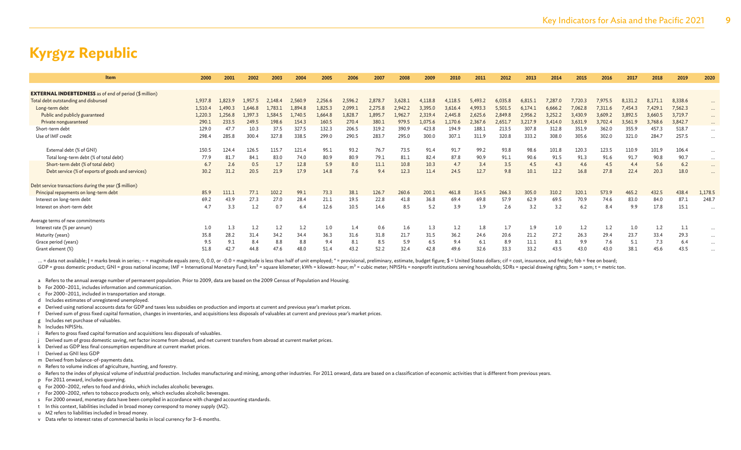# Kyrgyz Republic

| Item | 2000 | 2001 | 2002 | 2003 | 2004 | 2005 | 2006 | 2007 | 2008 | 2009 | 2010 | 2011 | 2012 | 2013 | 2014 | 2015 | 2016 | 2017 | 2018 | 2019 | 2020 |
|---|---|---|---|---|---|---|---|---|---|---|---|---|---|---|---|---|---|---|---|---|---|
| **EXTERNAL INDEBTEDNESS** as of end of period ($ million) | | | | | | | | | | | | | | | | | | | | | |
| Total debt outstanding and disbursed | 1,937.8 | 1,823.9 | 1,957.5 | 2,148.4 | 2,560.9 | 2,256.6 | 2,596.2 | 2,878.7 | 3,628.1 | 4,118.8 | 4,118.5 | 5,493.2 | 6,035.8 | 6,815.1 | 7,287.0 | 7,720.3 | 7,975.5 | 8,131.2 | 8,171.1 | 8,338.6 | ... |
| Long-term debt | 1,510.4 | 1,490.3 | 1,646.8 | 1,783.1 | 1,894.8 | 1,825.3 | 2,099.1 | 2,275.8 | 2,942.2 | 3,395.0 | 3,616.4 | 4,993.3 | 5,501.5 | 6,174.1 | 6,666.2 | 7,062.8 | 7,311.6 | 7,454.3 | 7,429.1 | 7,562.3 | ... |
| Public and publicly guaranteed | 1,220.3 | 1,256.8 | 1,397.3 | 1,584.5 | 1,740.5 | 1,664.8 | 1,828.7 | 1,895.7 | 1,962.7 | 2,319.4 | 2,445.8 | 2,625.6 | 2,849.8 | 2,956.2 | 3,252.2 | 3,430.9 | 3,609.2 | 3,892.5 | 3,660.5 | 3,719.7 | ... |
| Private nonguaranteed | 290.1 | 233.5 | 249.5 | 198.6 | 154.3 | 160.5 | 270.4 | 380.1 | 979.5 | 1,075.6 | 1,170.6 | 2,367.6 | 2,651.7 | 3,217.9 | 3,414.0 | 3,631.9 | 3,702.4 | 3,561.9 | 3,768.6 | 3,842.7 | ... |
| Short-term debt | 129.0 | 47.7 | 10.3 | 37.5 | 327.5 | 132.3 | 206.5 | 319.2 | 390.9 | 423.8 | 194.9 | 188.1 | 213.5 | 307.8 | 312.8 | 351.9 | 362.0 | 355.9 | 457.3 | 518.7 | ... |
| Use of IMF credit | 298.4 | 285.8 | 300.4 | 327.8 | 338.5 | 299.0 | 290.5 | 283.7 | 295.0 | 300.0 | 307.1 | 311.9 | 320.8 | 333.2 | 308.0 | 305.6 | 302.0 | 321.0 | 284.7 | 257.5 | ... |
| External debt (% of GNI) | 150.5 | 124.4 | 126.5 | 115.7 | 121.4 | 95.1 | 93.2 | 76.7 | 73.5 | 91.4 | 91.7 | 99.2 | 93.8 | 98.6 | 101.8 | 120.3 | 123.5 | 110.9 | 101.9 | 106.4 | ... |
| Total long-term debt (% of total debt) | 77.9 | 81.7 | 84.1 | 83.0 | 74.0 | 80.9 | 80.9 | 79.1 | 81.1 | 82.4 | 87.8 | 90.9 | 91.1 | 90.6 | 91.5 | 91.3 | 91.6 | 91.7 | 90.8 | 90.7 | ... |
| Short-term debt (% of total debt) | 6.7 | 2.6 | 0.5 | 1.7 | 12.8 | 5.9 | 8.0 | 11.1 | 10.8 | 10.3 | 4.7 | 3.4 | 3.5 | 4.5 | 4.3 | 4.6 | 4.5 | 4.4 | 5.6 | 6.2 | ... |
| Debt service (% of exports of goods and services) | 30.2 | 31.2 | 20.5 | 21.9 | 17.9 | 14.8 | 7.6 | 9.4 | 12.3 | 11.4 | 24.5 | 12.7 | 9.8 | 10.1 | 12.2 | 16.8 | 27.8 | 22.4 | 20.3 | 18.0 | ... |
| Debt service transactions during the year ($ million) | | | | | | | | | | | | | | | | | | | | | |
| Principal repayments on long-term debt | 85.9 | 111.1 | 77.1 | 102.2 | 99.1 | 73.3 | 38.1 | 126.7 | 260.6 | 200.1 | 461.8 | 314.5 | 266.3 | 305.0 | 310.2 | 320.1 | 573.9 | 465.2 | 432.5 | 438.4 | 1,178.5 |
| Interest on long-term debt | 69.2 | 43.9 | 27.3 | 27.0 | 28.4 | 21.1 | 19.5 | 22.8 | 41.8 | 36.8 | 69.4 | 69.8 | 57.9 | 62.9 | 69.5 | 70.9 | 74.6 | 83.0 | 84.0 | 87.1 | 248.7 |
| Interest on short-term debt | 4.7 | 3.3 | 1.2 | 0.7 | 6.4 | 12.6 | 10.5 | 14.6 | 8.5 | 5.2 | 3.9 | 1.9 | 2.6 | 3.2 | 3.2 | 6.2 | 8.4 | 9.9 | 17.8 | 15.1 | ... |
| Average terms of new commitments | | | | | | | | | | | | | | | | | | | | | |
| Interest rate (% per annum) | 1.0 | 1.3 | 1.2 | 1.2 | 1.2 | 1.0 | 1.4 | 0.6 | 1.6 | 1.3 | 1.2 | 1.8 | 1.7 | 1.9 | 1.0 | 1.2 | 1.2 | 1.0 | 1.2 | 1.1 | ... |
| Maturity (years) | 35.8 | 28.2 | 31.4 | 34.2 | 34.4 | 36.3 | 31.6 | 31.8 | 21.7 | 31.5 | 36.2 | 24.6 | 20.6 | 21.2 | 27.2 | 26.3 | 29.4 | 23.7 | 33.4 | 29.3 | ... |
| Grace period (years) | 9.5 | 9.1 | 8.4 | 8.8 | 8.8 | 9.4 | 8.1 | 8.5 | 5.9 | 6.5 | 9.4 | 6.1 | 8.9 | 11.1 | 8.1 | 9.9 | 7.6 | 5.1 | 7.3 | 6.4 | ... |
| Grant element (%) | 51.8 | 42.7 | 44.8 | 47.6 | 48.0 | 51.4 | 43.2 | 52.2 | 32.4 | 42.8 | 49.6 | 32.6 | 26.8 | 33.3 | 33.2 | 43.5 | 43.0 | 38.1 | 45.6 | 43.5 | ... |

... = data not available; | = marks break in series; – = magnitude equals zero; 0, 0.0, or -0.0 = magnitude is less than half of unit employed; * = provisional, preliminary, estimate, budget figure; $ = United States dollars; cif = cost, insurance, and freight; fob = free on board; GDP = gross domestic product; GNI = gross national income; IMF = International Monetary Fund; km² = square kilometer; kWh = kilowatt-hour; m³ = cubic meter; NPISHs = nonprofit institutions serving households; SDRs = special drawing rights; Som = som; t = metric ton.

a Refers to the annual average number of permanent population. Prior to 2009, data are based on the 2009 Census of Population and Housing.
b For 2000–2011, includes information and communication.
c For 2000–2011, included in transportation and storage.
d Includes estimates of unregistered unemployed.
e Derived using national accounts data for GDP and taxes less subsidies on production and imports at current and previous year's market prices.
f Derived sum of gross fixed capital formation, changes in inventories, and acquisitions less disposals of valuables at current and previous year's market prices.
g Includes net purchase of valuables.
h Includes NPISHs.
i Refers to gross fixed capital formation and acquisitions less disposals of valuables.
j Derived sum of gross domestic saving, net factor income from abroad, and net current transfers from abroad at current market prices.
k Derived as GDP less final consumption expenditure at current market prices.
l Derived as GNI less GDP
m Derived from balance-of-payments data.
n Refers to volume indices of agriculture, hunting, and forestry.
o Refers to the index of physical volume of industrial production. Includes manufacturing and mining, among other industries. For 2011 onward, data are based on a classification of economic activities that is different from previous years.
p For 2011 onward, includes quarrying.
q For 2000–2002, refers to food and drinks, which includes alcoholic beverages.
r For 2000–2002, refers to tobacco products only, which excludes alcoholic beverages.
s For 2000 onward, monetary data have been compiled in accordance with changed accounting standards.
t In this context, liabilities included in broad money correspond to money supply (M2).
u M2 refers to liabilities included in broad money.
v Data refer to interest rates of commercial banks in local currency for 3–6 months.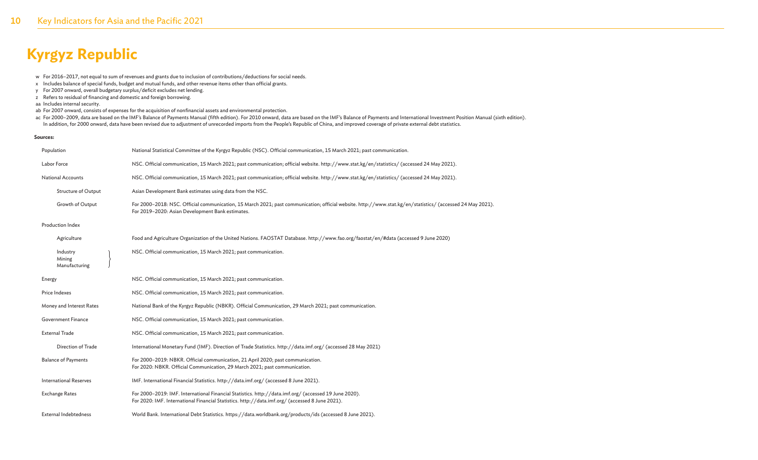# Kyrgyz Republic

w For 2016–2017, not equal to sum of revenues and grants due to inclusion of contributions/deductions for social needs.
x Includes balance of special funds, budget and mutual funds, and other revenue items other than official grants.
y For 2007 onward, overall budgetary surplus/deficit excludes net lending.
z Refers to residual of financing and domestic and foreign borrowing.
aa Includes internal security.
ab For 2007 onward, consists of expenses for the acquisition of nonfinancial assets and environmental protection.
ac For 2000–2009, data are based on the IMF's Balance of Payments Manual (fifth edition). For 2010 onward, data are based on the IMF's Balance of Payments and International Investment Position Manual (sixth edition). In addition, for 2000 onward, data have been revised due to adjustment of unrecorded imports from the People's Republic of China, and improved coverage of private external debt statistics.

**Sources:**

| | |
|---|---|
| Population | National Statistical Committee of the Kyrgyz Republic (NSC). Official communication, 15 March 2021; past communication. |
| Labor Force | NSC. Official communication, 15 March 2021; past communication; official website. http://www.stat.kg/en/statistics/ (accessed 24 May 2021). |
| National Accounts | NSC. Official communication, 15 March 2021; past communication; official website. http://www.stat.kg/en/statistics/ (accessed 24 May 2021). |
| Structure of Output | Asian Development Bank estimates using data from the NSC. |
| Growth of Output | For 2000–2018: NSC. Official communication, 15 March 2021; past communication; official website. http://www.stat.kg/en/statistics/ (accessed 24 May 2021). For 2019–2020: Asian Development Bank estimates. |
| Production Index | |
| Agriculture | Food and Agriculture Organization of the United Nations. FAOSTAT Database. http://www.fao.org/faostat/en/#data (accessed 9 June 2020) |
| Industry, Mining, Manufacturing | NSC. Official communication, 15 March 2021; past communication. |
| Energy | NSC. Official communication, 15 March 2021; past communication. |
| Price Indexes | NSC. Official communication, 15 March 2021; past communication. |
| Money and Interest Rates | National Bank of the Kyrgyz Republic (NBKR). Official Communication, 29 March 2021; past communication. |
| Government Finance | NSC. Official communication, 15 March 2021; past communication. |
| External Trade | NSC. Official communication, 15 March 2021; past communication. |
| Direction of Trade | International Monetary Fund (IMF). Direction of Trade Statistics. http://data.imf.org/ (accessed 28 May 2021) |
| Balance of Payments | For 2000–2019: NBKR. Official communication, 21 April 2020; past communication. For 2020: NBKR. Official Communication, 29 March 2021; past communication. |
| International Reserves | IMF. International Financial Statistics. http://data.imf.org/ (accessed 8 June 2021). |
| Exchange Rates | For 2000–2019: IMF. International Financial Statistics. http://data.imf.org/ (accessed 19 June 2020). For 2020: IMF. International Financial Statistics. http://data.imf.org/ (accessed 8 June 2021). |
| External Indebtedness | World Bank. International Debt Statistics. https://data.worldbank.org/products/ids (accessed 8 June 2021). |